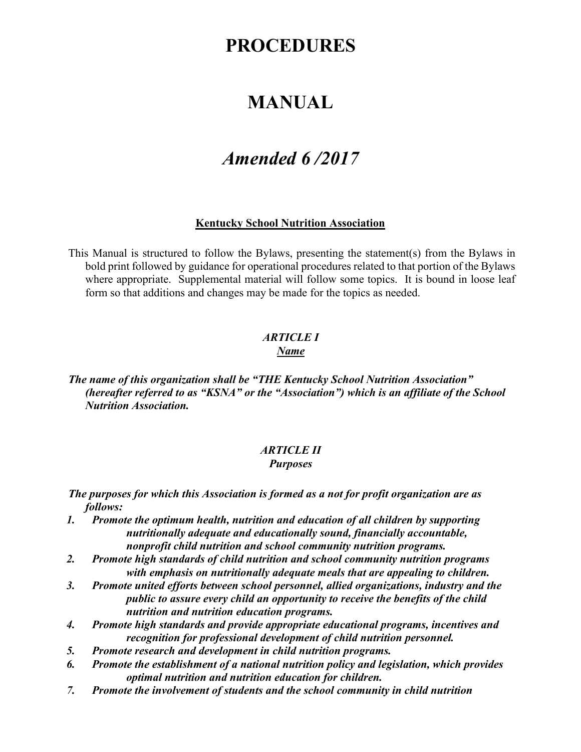# PROCEDURES

# MANUAL

# *Amended 6 /2017*

**Kentucky School Nutrition Association**

This Manual is structured to follow the Bylaws, presenting the statement(s) from the Bylaws in bold print followed by guidance for operational procedures related to that portion of the Bylaws where appropriate. Supplemental material will follow some topics. It is bound in loose leaf form so that additions and changes may be made for the topics as needed.

### *ARTICLE I*
### *Name*

***The name of this organization shall be "THE Kentucky School Nutrition Association" (hereafter referred to as "KSNA" or the "Association") which is an affiliate of the School Nutrition Association.***

### *ARTICLE II*
### *Purposes*

***The purposes for which this Association is formed as a not for profit organization are as follows:***

1. ***Promote the optimum health, nutrition and education of all children by supporting nutritionally adequate and educationally sound, financially accountable, nonprofit child nutrition and school community nutrition programs.***
2. ***Promote high standards of child nutrition and school community nutrition programs with emphasis on nutritionally adequate meals that are appealing to children.***
3. ***Promote united efforts between school personnel, allied organizations, industry and the public to assure every child an opportunity to receive the benefits of the child nutrition and nutrition education programs.***
4. ***Promote high standards and provide appropriate educational programs, incentives and recognition for professional development of child nutrition personnel.***
5. ***Promote research and development in child nutrition programs.***
6. ***Promote the establishment of a national nutrition policy and legislation, which provides optimal nutrition and nutrition education for children.***
7. ***Promote the involvement of students and the school community in child nutrition***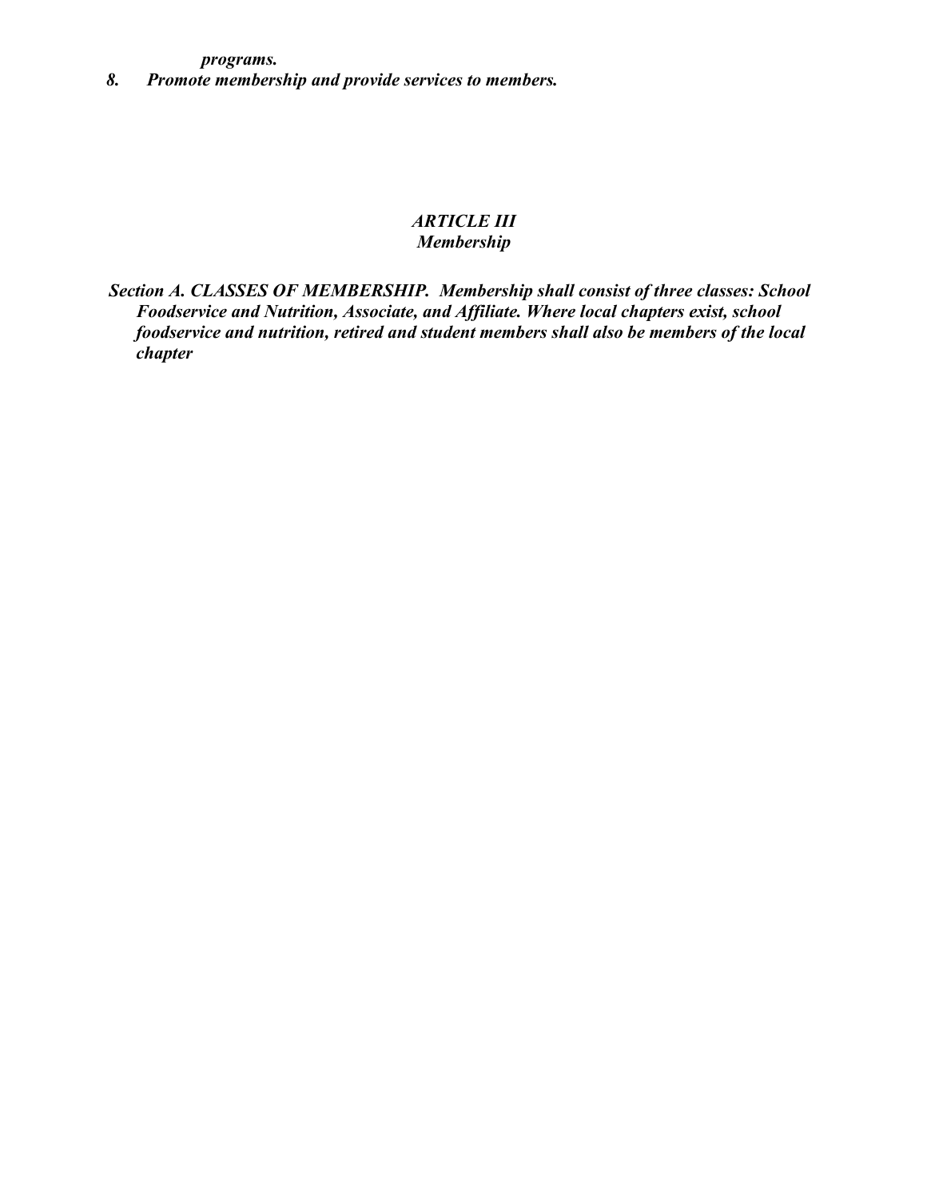*programs.*

8. ***Promote membership and provide services to members.***

## *ARTICLE III*
## *Membership*

***Section A. CLASSES OF MEMBERSHIP. Membership shall consist of three classes: School Foodservice and Nutrition, Associate, and Affiliate. Where local chapters exist, school foodservice and nutrition, retired and student members shall also be members of the local chapter***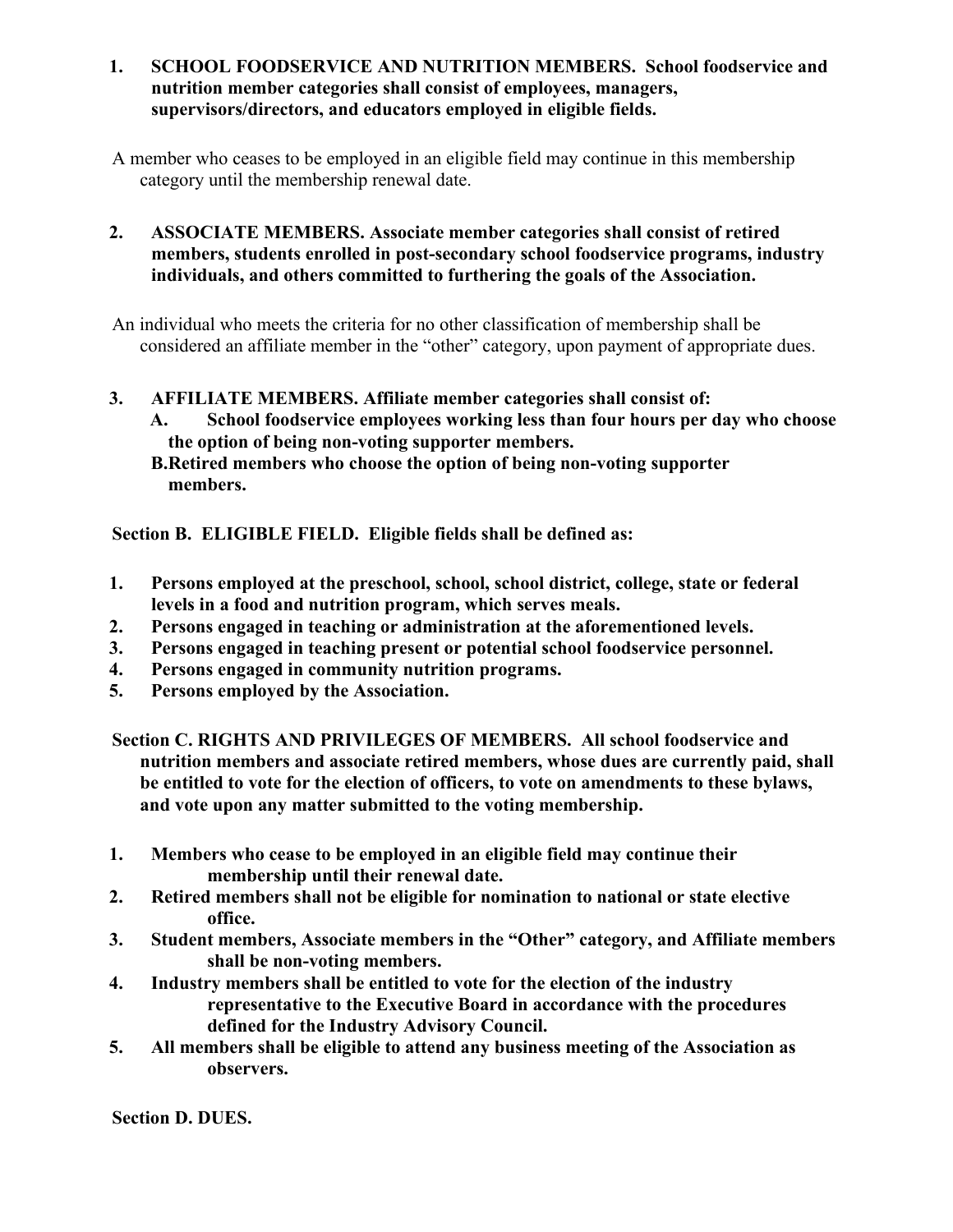1. **SCHOOL FOODSERVICE AND NUTRITION MEMBERS. School foodservice and nutrition member categories shall consist of employees, managers, supervisors/directors, and educators employed in eligible fields.**

A member who ceases to be employed in an eligible field may continue in this membership category until the membership renewal date.

2. **ASSOCIATE MEMBERS. Associate member categories shall consist of retired members, students enrolled in post-secondary school foodservice programs, industry individuals, and others committed to furthering the goals of the Association.**

An individual who meets the criteria for no other classification of membership shall be considered an affiliate member in the "other" category, upon payment of appropriate dues.

3. **AFFILIATE MEMBERS. Affiliate member categories shall consist of:**
   - **A. School foodservice employees working less than four hours per day who choose the option of being non-voting supporter members.**
   - **B. Retired members who choose the option of being non-voting supporter members.**

**Section B. ELIGIBLE FIELD. Eligible fields shall be defined as:**

1. **Persons employed at the preschool, school, school district, college, state or federal levels in a food and nutrition program, which serves meals.**
2. **Persons engaged in teaching or administration at the aforementioned levels.**
3. **Persons engaged in teaching present or potential school foodservice personnel.**
4. **Persons engaged in community nutrition programs.**
5. **Persons employed by the Association.**

**Section C. RIGHTS AND PRIVILEGES OF MEMBERS. All school foodservice and nutrition members and associate retired members, whose dues are currently paid, shall be entitled to vote for the election of officers, to vote on amendments to these bylaws, and vote upon any matter submitted to the voting membership.**

1. **Members who cease to be employed in an eligible field may continue their membership until their renewal date.**
2. **Retired members shall not be eligible for nomination to national or state elective office.**
3. **Student members, Associate members in the "Other" category, and Affiliate members shall be non-voting members.**
4. **Industry members shall be entitled to vote for the election of the industry representative to the Executive Board in accordance with the procedures defined for the Industry Advisory Council.**
5. **All members shall be eligible to attend any business meeting of the Association as observers.**

**Section D. DUES.**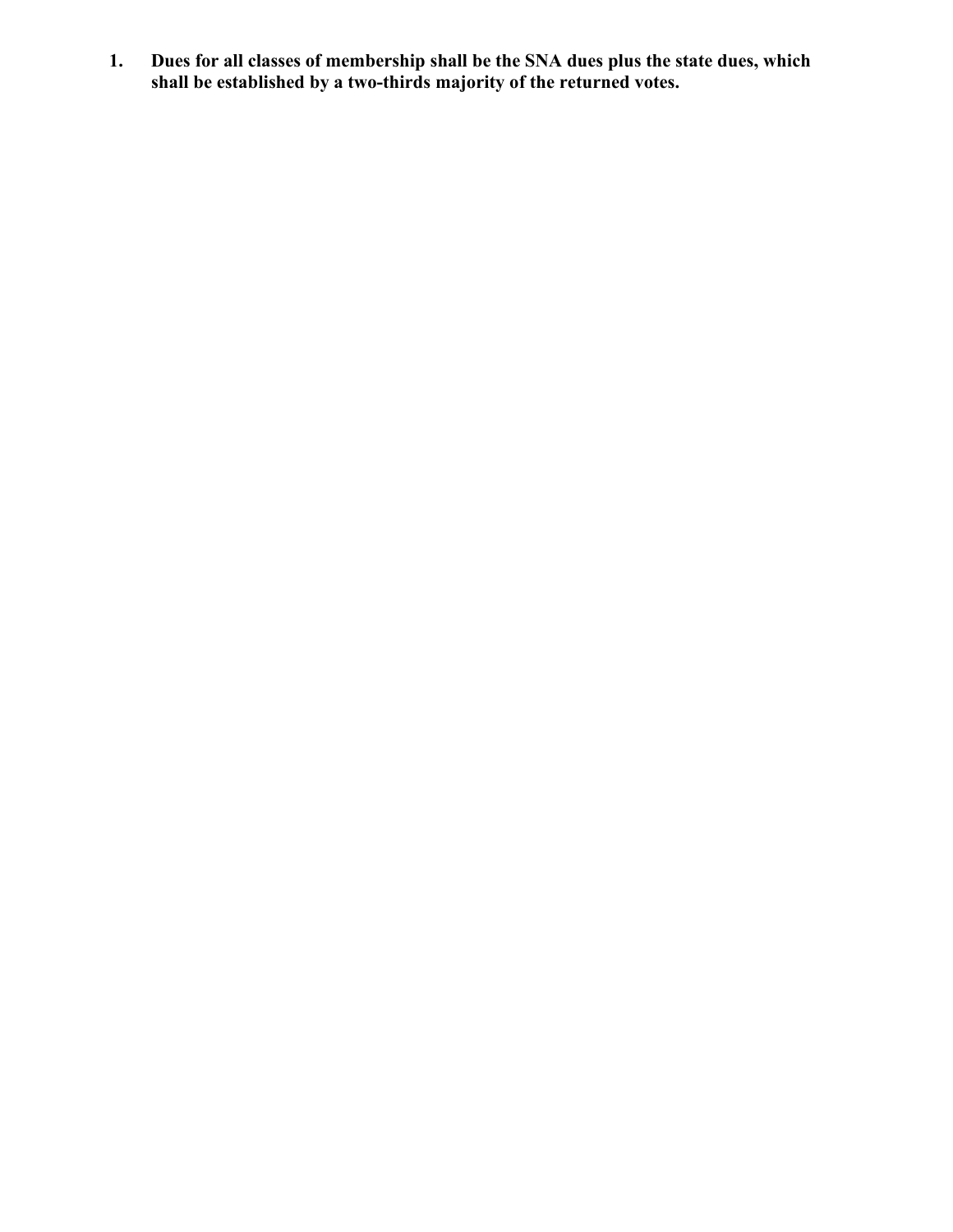1. **Dues for all classes of membership shall be the SNA dues plus the state dues, which shall be established by a two-thirds majority of the returned votes.**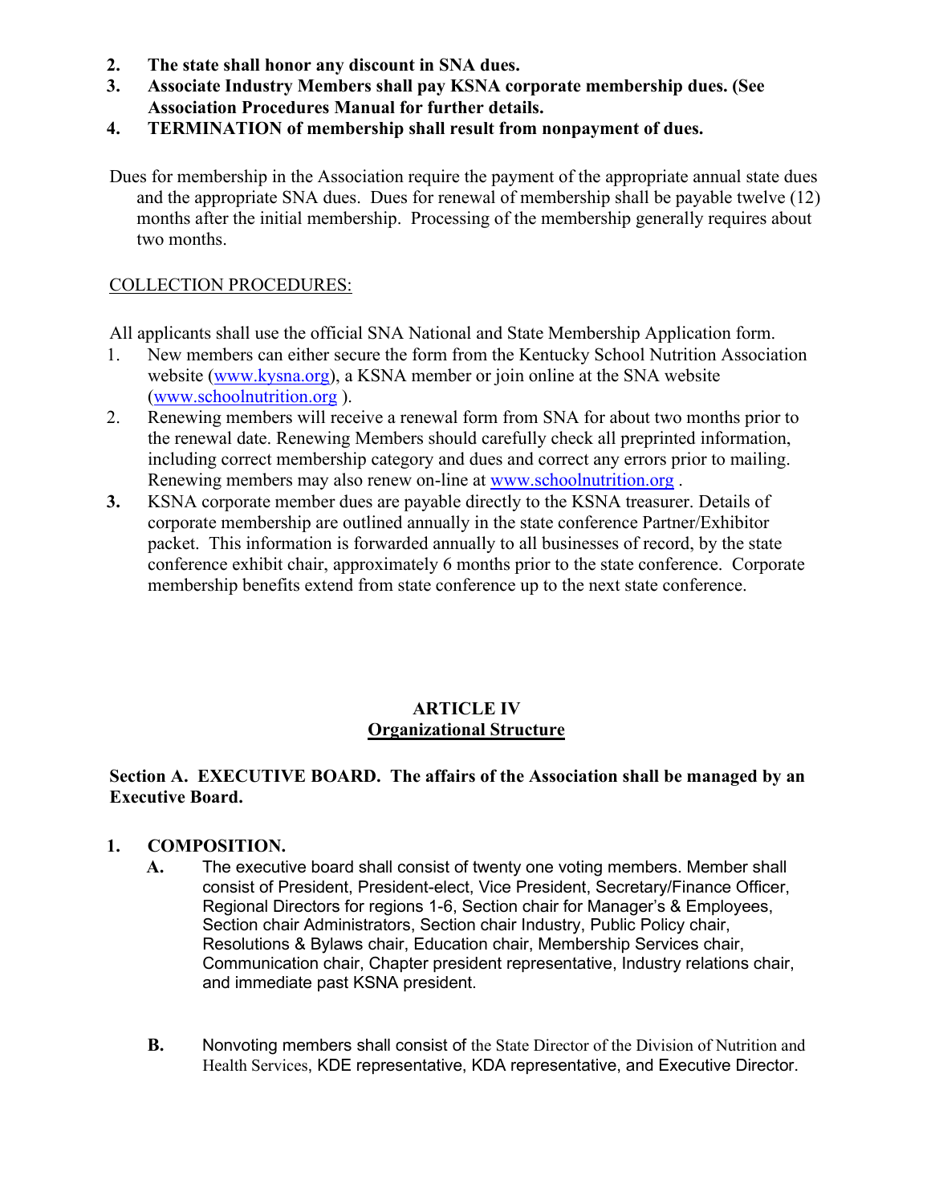2. **The state shall honor any discount in SNA dues.**
3. **Associate Industry Members shall pay KSNA corporate membership dues. (See Association Procedures Manual for further details.**
4. **TERMINATION of membership shall result from nonpayment of dues.**

Dues for membership in the Association require the payment of the appropriate annual state dues and the appropriate SNA dues. Dues for renewal of membership shall be payable twelve (12) months after the initial membership. Processing of the membership generally requires about two months.

COLLECTION PROCEDURES:

All applicants shall use the official SNA National and State Membership Application form.

1. New members can either secure the form from the Kentucky School Nutrition Association website (www.kysna.org), a KSNA member or join online at the SNA website (www.schoolnutrition.org ).
2. Renewing members will receive a renewal form from SNA for about two months prior to the renewal date. Renewing Members should carefully check all preprinted information, including correct membership category and dues and correct any errors prior to mailing. Renewing members may also renew on-line at www.schoolnutrition.org .
3. KSNA corporate member dues are payable directly to the KSNA treasurer. Details of corporate membership are outlined annually in the state conference Partner/Exhibitor packet. This information is forwarded annually to all businesses of record, by the state conference exhibit chair, approximately 6 months prior to the state conference. Corporate membership benefits extend from state conference up to the next state conference.

## ARTICLE IV
## Organizational Structure

**Section A. EXECUTIVE BOARD. The affairs of the Association shall be managed by an Executive Board.**

1. **COMPOSITION.**
   - **A.** The executive board shall consist of twenty one voting members. Member shall consist of President, President-elect, Vice President, Secretary/Finance Officer, Regional Directors for regions 1-6, Section chair for Manager's & Employees, Section chair Administrators, Section chair Industry, Public Policy chair, Resolutions & Bylaws chair, Education chair, Membership Services chair, Communication chair, Chapter president representative, Industry relations chair, and immediate past KSNA president.
   - **B.** Nonvoting members shall consist of the State Director of the Division of Nutrition and Health Services, KDE representative, KDA representative, and Executive Director.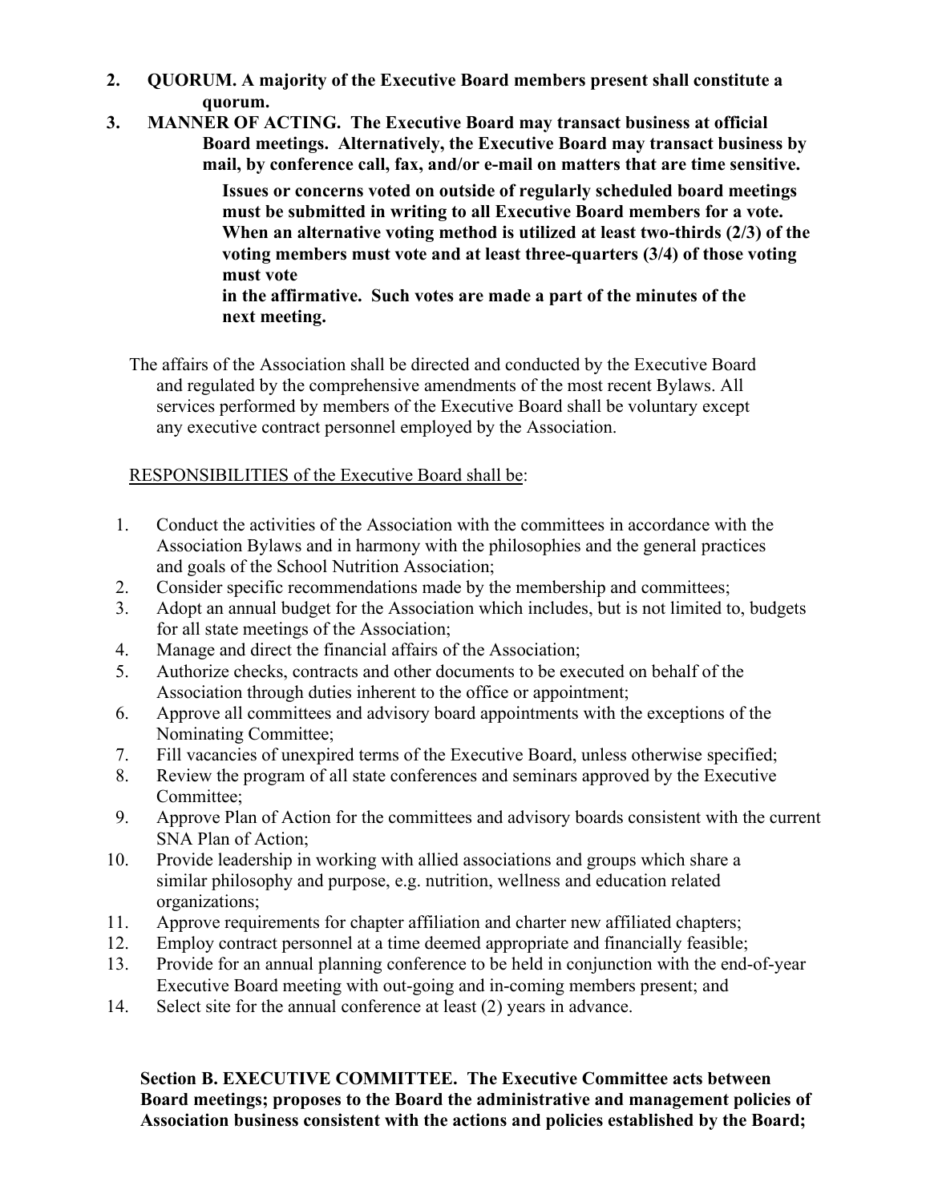2. **QUORUM. A majority of the Executive Board members present shall constitute a quorum.**
3. **MANNER OF ACTING. The Executive Board may transact business at official Board meetings. Alternatively, the Executive Board may transact business by mail, by conference call, fax, and/or e-mail on matters that are time sensitive.**

   **Issues or concerns voted on outside of regularly scheduled board meetings must be submitted in writing to all Executive Board members for a vote. When an alternative voting method is utilized at least two-thirds (2/3) of the voting members must vote and at least three-quarters (3/4) of those voting must vote in the affirmative. Such votes are made a part of the minutes of the next meeting.**

The affairs of the Association shall be directed and conducted by the Executive Board and regulated by the comprehensive amendments of the most recent Bylaws. All services performed by members of the Executive Board shall be voluntary except any executive contract personnel employed by the Association.

<u>RESPONSIBILITIES of the Executive Board shall be</u>:

1. Conduct the activities of the Association with the committees in accordance with the Association Bylaws and in harmony with the philosophies and the general practices and goals of the School Nutrition Association;
2. Consider specific recommendations made by the membership and committees;
3. Adopt an annual budget for the Association which includes, but is not limited to, budgets for all state meetings of the Association;
4. Manage and direct the financial affairs of the Association;
5. Authorize checks, contracts and other documents to be executed on behalf of the Association through duties inherent to the office or appointment;
6. Approve all committees and advisory board appointments with the exceptions of the Nominating Committee;
7. Fill vacancies of unexpired terms of the Executive Board, unless otherwise specified;
8. Review the program of all state conferences and seminars approved by the Executive Committee;
9. Approve Plan of Action for the committees and advisory boards consistent with the current SNA Plan of Action;
10. Provide leadership in working with allied associations and groups which share a similar philosophy and purpose, e.g. nutrition, wellness and education related organizations;
11. Approve requirements for chapter affiliation and charter new affiliated chapters;
12. Employ contract personnel at a time deemed appropriate and financially feasible;
13. Provide for an annual planning conference to be held in conjunction with the end-of-year Executive Board meeting with out-going and in-coming members present; and
14. Select site for the annual conference at least (2) years in advance.

**Section B. EXECUTIVE COMMITTEE. The Executive Committee acts between Board meetings; proposes to the Board the administrative and management policies of Association business consistent with the actions and policies established by the Board;**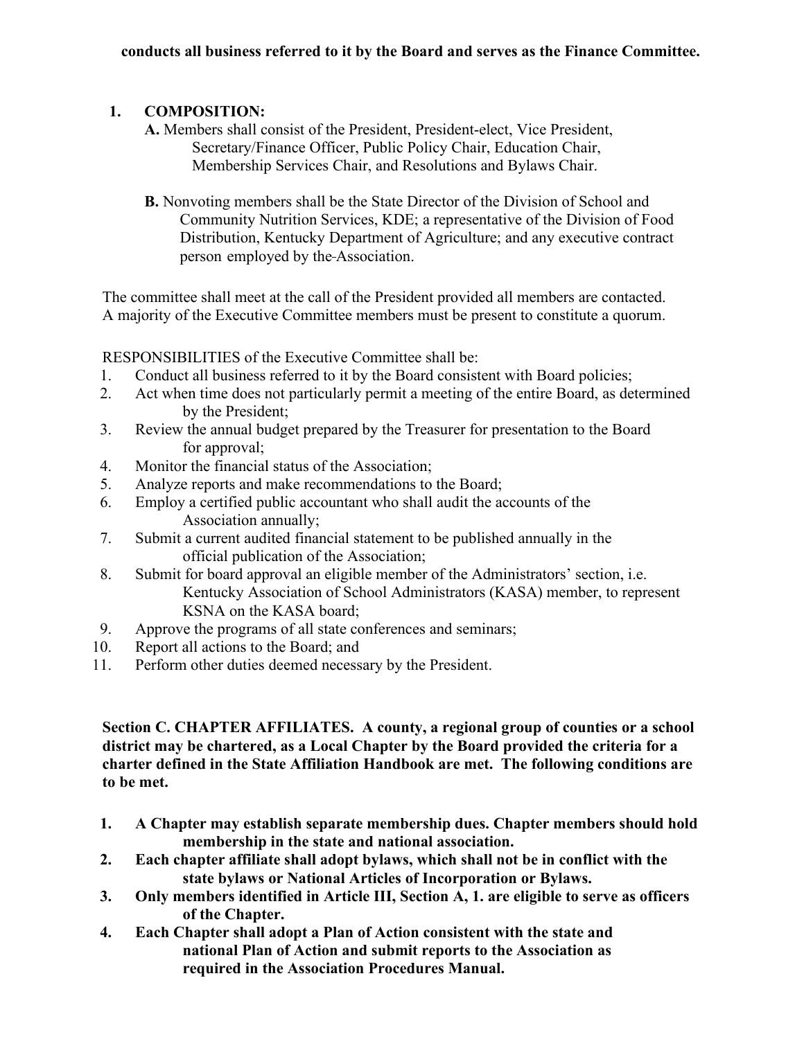**conducts all business referred to it by the Board and serves as the Finance Committee.**

1. **COMPOSITION:**

   **A.** Members shall consist of the President, President-elect, Vice President, Secretary/Finance Officer, Public Policy Chair, Education Chair, Membership Services Chair, and Resolutions and Bylaws Chair.

   **B.** Nonvoting members shall be the State Director of the Division of School and Community Nutrition Services, KDE; a representative of the Division of Food Distribution, Kentucky Department of Agriculture; and any executive contract person employed by the Association.

The committee shall meet at the call of the President provided all members are contacted. A majority of the Executive Committee members must be present to constitute a quorum.

RESPONSIBILITIES of the Executive Committee shall be:

1. Conduct all business referred to it by the Board consistent with Board policies;
2. Act when time does not particularly permit a meeting of the entire Board, as determined by the President;
3. Review the annual budget prepared by the Treasurer for presentation to the Board for approval;
4. Monitor the financial status of the Association;
5. Analyze reports and make recommendations to the Board;
6. Employ a certified public accountant who shall audit the accounts of the Association annually;
7. Submit a current audited financial statement to be published annually in the official publication of the Association;
8. Submit for board approval an eligible member of the Administrators' section, i.e. Kentucky Association of School Administrators (KASA) member, to represent KSNA on the KASA board;
9. Approve the programs of all state conferences and seminars;
10. Report all actions to the Board; and
11. Perform other duties deemed necessary by the President.

**Section C. CHAPTER AFFILIATES. A county, a regional group of counties or a school district may be chartered, as a Local Chapter by the Board provided the criteria for a charter defined in the State Affiliation Handbook are met. The following conditions are to be met.**

1. **A Chapter may establish separate membership dues. Chapter members should hold membership in the state and national association.**
2. **Each chapter affiliate shall adopt bylaws, which shall not be in conflict with the state bylaws or National Articles of Incorporation or Bylaws.**
3. **Only members identified in Article III, Section A, 1. are eligible to serve as officers of the Chapter.**
4. **Each Chapter shall adopt a Plan of Action consistent with the state and national Plan of Action and submit reports to the Association as required in the Association Procedures Manual.**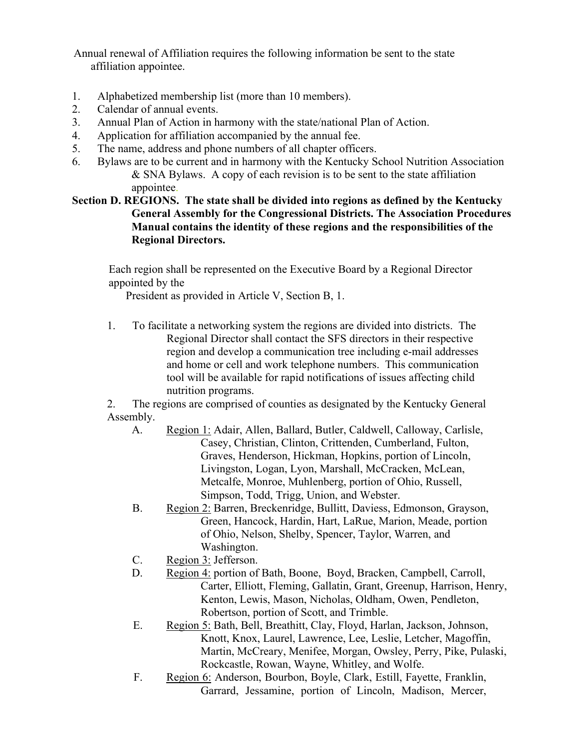Annual renewal of Affiliation requires the following information be sent to the state affiliation appointee.

1. Alphabetized membership list (more than 10 members).
2. Calendar of annual events.
3. Annual Plan of Action in harmony with the state/national Plan of Action.
4. Application for affiliation accompanied by the annual fee.
5. The name, address and phone numbers of all chapter officers.
6. Bylaws are to be current and in harmony with the Kentucky School Nutrition Association & SNA Bylaws. A copy of each revision is to be sent to the state affiliation appointee.

**Section D. REGIONS. The state shall be divided into regions as defined by the Kentucky General Assembly for the Congressional Districts. The Association Procedures Manual contains the identity of these regions and the responsibilities of the Regional Directors.**

Each region shall be represented on the Executive Board by a Regional Director appointed by the President as provided in Article V, Section B, 1.

1. To facilitate a networking system the regions are divided into districts. The Regional Director shall contact the SFS directors in their respective region and develop a communication tree including e-mail addresses and home or cell and work telephone numbers. This communication tool will be available for rapid notifications of issues affecting child nutrition programs.
2. The regions are comprised of counties as designated by the Kentucky General Assembly.
   - A. Region 1: Adair, Allen, Ballard, Butler, Caldwell, Calloway, Carlisle, Casey, Christian, Clinton, Crittenden, Cumberland, Fulton, Graves, Henderson, Hickman, Hopkins, portion of Lincoln, Livingston, Logan, Lyon, Marshall, McCracken, McLean, Metcalfe, Monroe, Muhlenberg, portion of Ohio, Russell, Simpson, Todd, Trigg, Union, and Webster.
   - B. Region 2: Barren, Breckenridge, Bullitt, Daviess, Edmonson, Grayson, Green, Hancock, Hardin, Hart, LaRue, Marion, Meade, portion of Ohio, Nelson, Shelby, Spencer, Taylor, Warren, and Washington.
   - C. Region 3: Jefferson.
   - D. Region 4: portion of Bath, Boone, Boyd, Bracken, Campbell, Carroll, Carter, Elliott, Fleming, Gallatin, Grant, Greenup, Harrison, Henry, Kenton, Lewis, Mason, Nicholas, Oldham, Owen, Pendleton, Robertson, portion of Scott, and Trimble.
   - E. Region 5: Bath, Bell, Breathitt, Clay, Floyd, Harlan, Jackson, Johnson, Knott, Knox, Laurel, Lawrence, Lee, Leslie, Letcher, Magoffin, Martin, McCreary, Menifee, Morgan, Owsley, Perry, Pike, Pulaski, Rockcastle, Rowan, Wayne, Whitley, and Wolfe.
   - F. Region 6: Anderson, Bourbon, Boyle, Clark, Estill, Fayette, Franklin, Garrard, Jessamine, portion of Lincoln, Madison, Mercer,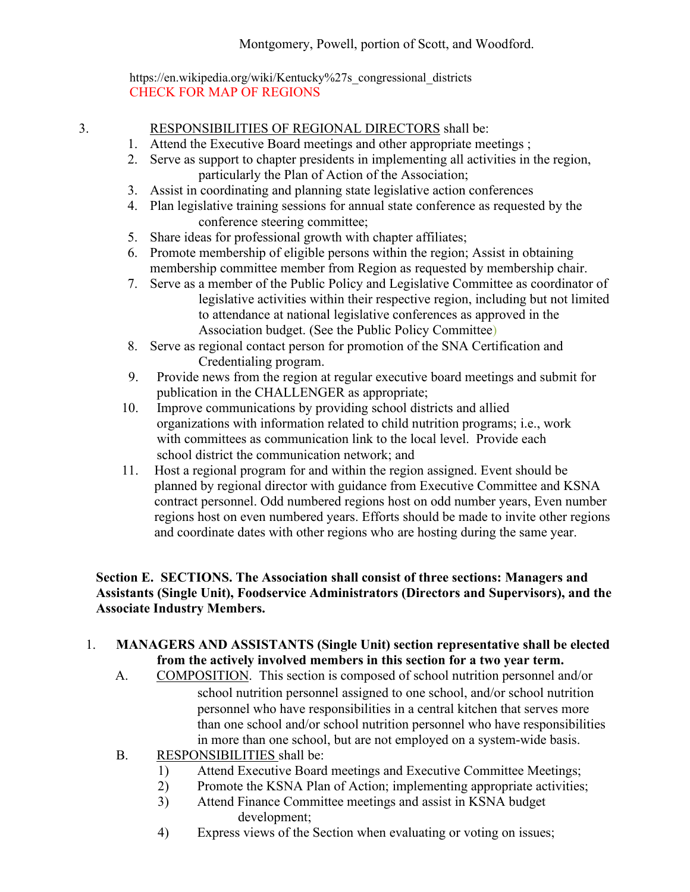Montgomery, Powell, portion of Scott, and Woodford.

https://en.wikipedia.org/wiki/Kentucky%27s_congressional_districts
CHECK FOR MAP OF REGIONS

3. RESPONSIBILITIES OF REGIONAL DIRECTORS shall be:

1. Attend the Executive Board meetings and other appropriate meetings ;
2. Serve as support to chapter presidents in implementing all activities in the region, particularly the Plan of Action of the Association;
3. Assist in coordinating and planning state legislative action conferences
4. Plan legislative training sessions for annual state conference as requested by the conference steering committee;
5. Share ideas for professional growth with chapter affiliates;
6. Promote membership of eligible persons within the region; Assist in obtaining membership committee member from Region as requested by membership chair.
7. Serve as a member of the Public Policy and Legislative Committee as coordinator of legislative activities within their respective region, including but not limited to attendance at national legislative conferences as approved in the Association budget. (See the Public Policy Committee)
8. Serve as regional contact person for promotion of the SNA Certification and Credentialing program.
9. Provide news from the region at regular executive board meetings and submit for publication in the CHALLENGER as appropriate;
10. Improve communications by providing school districts and allied organizations with information related to child nutrition programs; i.e., work with committees as communication link to the local level. Provide each school district the communication network; and
11. Host a regional program for and within the region assigned. Event should be planned by regional director with guidance from Executive Committee and KSNA contract personnel. Odd numbered regions host on odd number years, Even number regions host on even numbered years. Efforts should be made to invite other regions and coordinate dates with other regions who are hosting during the same year.

**Section E. SECTIONS. The Association shall consist of three sections: Managers and Assistants (Single Unit), Foodservice Administrators (Directors and Supervisors), and the Associate Industry Members.**

1. **MANAGERS AND ASSISTANTS (Single Unit) section representative shall be elected from the actively involved members in this section for a two year term.**

   A. COMPOSITION. This section is composed of school nutrition personnel and/or school nutrition personnel assigned to one school, and/or school nutrition personnel who have responsibilities in a central kitchen that serves more than one school and/or school nutrition personnel who have responsibilities in more than one school, but are not employed on a system-wide basis.

   B. RESPONSIBILITIES shall be:

   1) Attend Executive Board meetings and Executive Committee Meetings;
   2) Promote the KSNA Plan of Action; implementing appropriate activities;
   3) Attend Finance Committee meetings and assist in KSNA budget development;
   4) Express views of the Section when evaluating or voting on issues;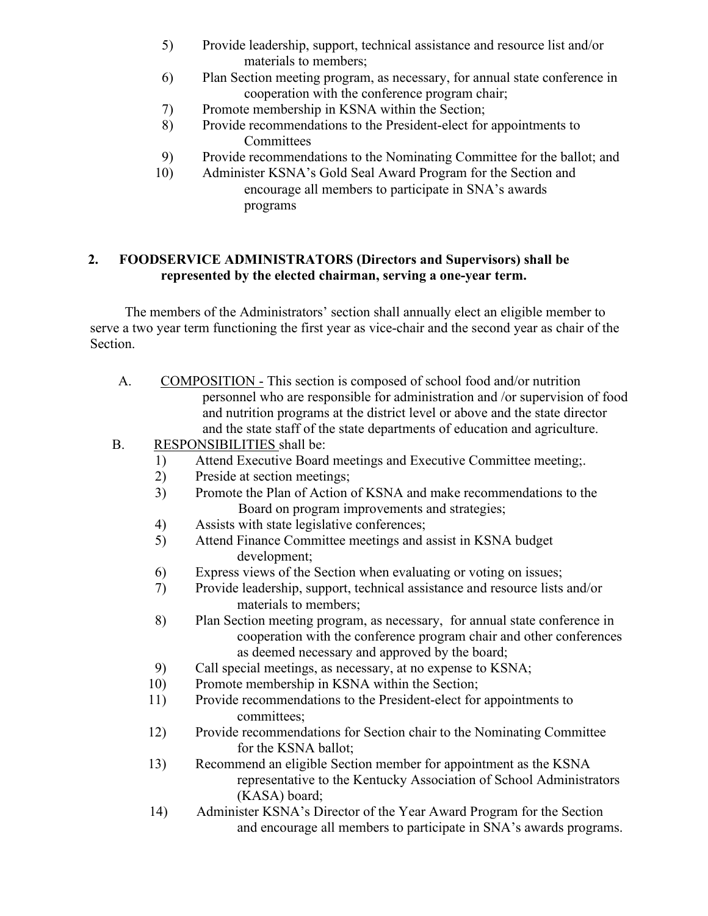5) Provide leadership, support, technical assistance and resource list and/or materials to members;
6) Plan Section meeting program, as necessary, for annual state conference in cooperation with the conference program chair;
7) Promote membership in KSNA within the Section;
8) Provide recommendations to the President-elect for appointments to Committees
9) Provide recommendations to the Nominating Committee for the ballot; and
10) Administer KSNA's Gold Seal Award Program for the Section and encourage all members to participate in SNA's awards programs

**2. FOODSERVICE ADMINISTRATORS (Directors and Supervisors) shall be represented by the elected chairman, serving a one-year term.**

The members of the Administrators' section shall annually elect an eligible member to serve a two year term functioning the first year as vice-chair and the second year as chair of the Section.

A. <u>COMPOSITION -</u> This section is composed of school food and/or nutrition personnel who are responsible for administration and /or supervision of food and nutrition programs at the district level or above and the state director and the state staff of the state departments of education and agriculture.

B. <u>RESPONSIBILITIES</u> shall be:

1) Attend Executive Board meetings and Executive Committee meeting;.
2) Preside at section meetings;
3) Promote the Plan of Action of KSNA and make recommendations to the Board on program improvements and strategies;
4) Assists with state legislative conferences;
5) Attend Finance Committee meetings and assist in KSNA budget development;
6) Express views of the Section when evaluating or voting on issues;
7) Provide leadership, support, technical assistance and resource lists and/or materials to members;
8) Plan Section meeting program, as necessary, for annual state conference in cooperation with the conference program chair and other conferences as deemed necessary and approved by the board;
9) Call special meetings, as necessary, at no expense to KSNA;
10) Promote membership in KSNA within the Section;
11) Provide recommendations to the President-elect for appointments to committees;
12) Provide recommendations for Section chair to the Nominating Committee for the KSNA ballot;
13) Recommend an eligible Section member for appointment as the KSNA representative to the Kentucky Association of School Administrators (KASA) board;
14) Administer KSNA's Director of the Year Award Program for the Section and encourage all members to participate in SNA's awards programs.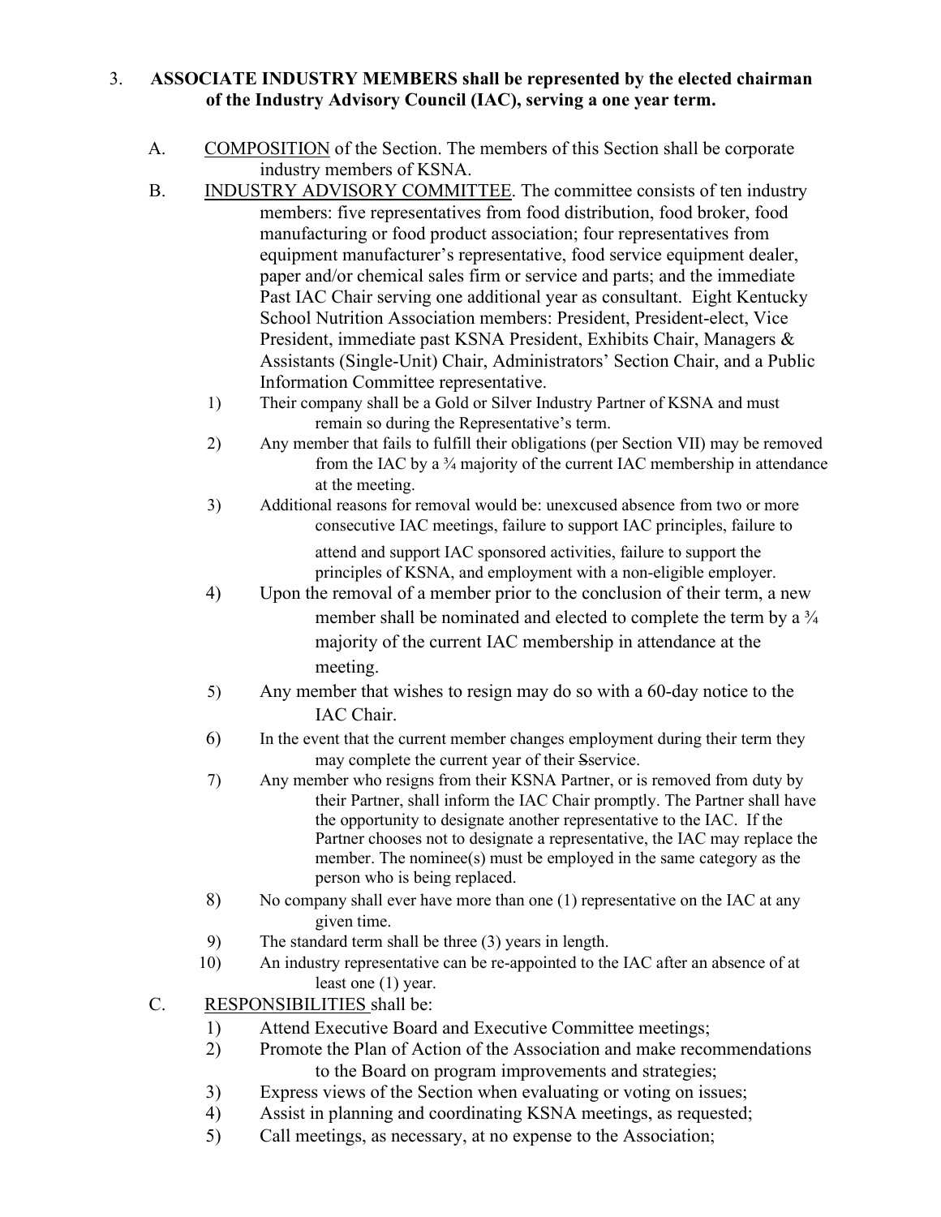3. **ASSOCIATE INDUSTRY MEMBERS shall be represented by the elected chairman of the Industry Advisory Council (IAC), serving a one year term.**

A. COMPOSITION of the Section. The members of this Section shall be corporate industry members of KSNA.

B. INDUSTRY ADVISORY COMMITTEE. The committee consists of ten industry members: five representatives from food distribution, food broker, food manufacturing or food product association; four representatives from equipment manufacturer's representative, food service equipment dealer, paper and/or chemical sales firm or service and parts; and the immediate Past IAC Chair serving one additional year as consultant. Eight Kentucky School Nutrition Association members: President, President-elect, Vice President, immediate past KSNA President, Exhibits Chair, Managers & Assistants (Single-Unit) Chair, Administrators' Section Chair, and a Public Information Committee representative.

1) Their company shall be a Gold or Silver Industry Partner of KSNA and must remain so during the Representative's term.
2) Any member that fails to fulfill their obligations (per Section VII) may be removed from the IAC by a ¾ majority of the current IAC membership in attendance at the meeting.
3) Additional reasons for removal would be: unexcused absence from two or more consecutive IAC meetings, failure to support IAC principles, failure to attend and support IAC sponsored activities, failure to support the principles of KSNA, and employment with a non-eligible employer.
4) Upon the removal of a member prior to the conclusion of their term, a new member shall be nominated and elected to complete the term by a ¾ majority of the current IAC membership in attendance at the meeting.
5) Any member that wishes to resign may do so with a 60-day notice to the IAC Chair.
6) In the event that the current member changes employment during their term they may complete the current year of their ~~S~~service.
7) Any member who resigns from their KSNA Partner, or is removed from duty by their Partner, shall inform the IAC Chair promptly. The Partner shall have the opportunity to designate another representative to the IAC. If the Partner chooses not to designate a representative, the IAC may replace the member. The nominee(s) must be employed in the same category as the person who is being replaced.
8) No company shall ever have more than one (1) representative on the IAC at any given time.
9) The standard term shall be three (3) years in length.
10) An industry representative can be re-appointed to the IAC after an absence of at least one (1) year.

C. RESPONSIBILITIES shall be:

1) Attend Executive Board and Executive Committee meetings;
2) Promote the Plan of Action of the Association and make recommendations to the Board on program improvements and strategies;
3) Express views of the Section when evaluating or voting on issues;
4) Assist in planning and coordinating KSNA meetings, as requested;
5) Call meetings, as necessary, at no expense to the Association;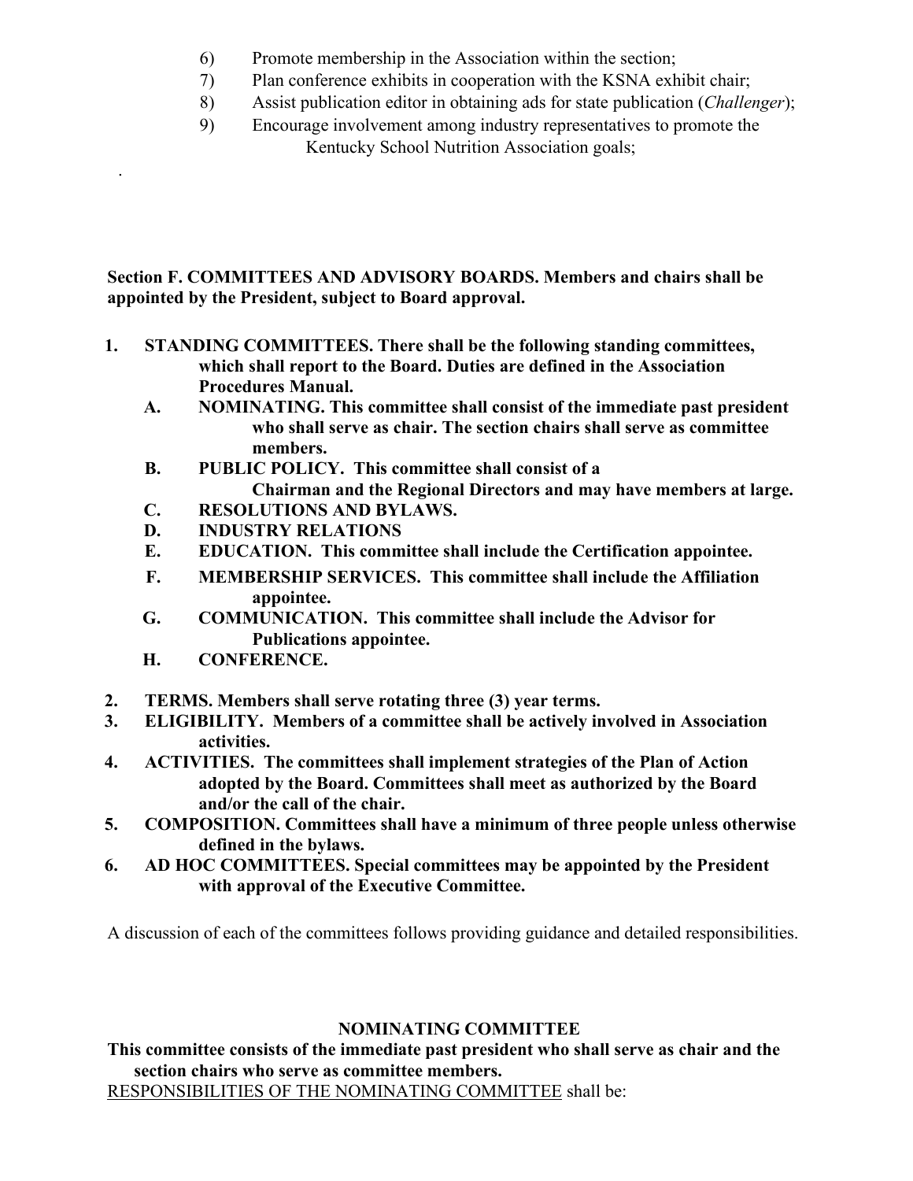6) Promote membership in the Association within the section;
7) Plan conference exhibits in cooperation with the KSNA exhibit chair;
8) Assist publication editor in obtaining ads for state publication (*Challenger*);
9) Encourage involvement among industry representatives to promote the Kentucky School Nutrition Association goals;

.

**Section F. COMMITTEES AND ADVISORY BOARDS. Members and chairs shall be appointed by the President, subject to Board approval.**

1. **STANDING COMMITTEES. There shall be the following standing committees, which shall report to the Board. Duties are defined in the Association Procedures Manual.**
   - **A. NOMINATING. This committee shall consist of the immediate past president who shall serve as chair. The section chairs shall serve as committee members.**
   - **B. PUBLIC POLICY. This committee shall consist of a Chairman and the Regional Directors and may have members at large.**
   - **C. RESOLUTIONS AND BYLAWS.**
   - **D. INDUSTRY RELATIONS**
   - **E. EDUCATION. This committee shall include the Certification appointee.**
   - **F. MEMBERSHIP SERVICES. This committee shall include the Affiliation appointee.**
   - **G. COMMUNICATION. This committee shall include the Advisor for Publications appointee.**
   - **H. CONFERENCE.**
2. **TERMS. Members shall serve rotating three (3) year terms.**
3. **ELIGIBILITY. Members of a committee shall be actively involved in Association activities.**
4. **ACTIVITIES. The committees shall implement strategies of the Plan of Action adopted by the Board. Committees shall meet as authorized by the Board and/or the call of the chair.**
5. **COMPOSITION. Committees shall have a minimum of three people unless otherwise defined in the bylaws.**
6. **AD HOC COMMITTEES. Special committees may be appointed by the President with approval of the Executive Committee.**

A discussion of each of the committees follows providing guidance and detailed responsibilities.

## NOMINATING COMMITTEE

**This committee consists of the immediate past president who shall serve as chair and the section chairs who serve as committee members.**

RESPONSIBILITIES OF THE NOMINATING COMMITTEE shall be: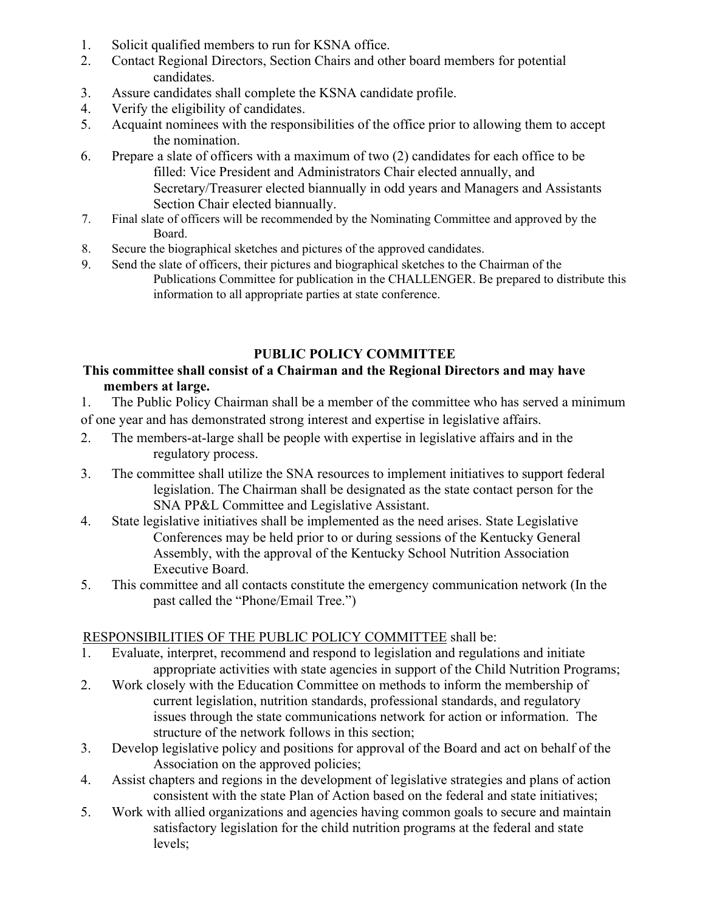1. Solicit qualified members to run for KSNA office.
2. Contact Regional Directors, Section Chairs and other board members for potential candidates.
3. Assure candidates shall complete the KSNA candidate profile.
4. Verify the eligibility of candidates.
5. Acquaint nominees with the responsibilities of the office prior to allowing them to accept the nomination.
6. Prepare a slate of officers with a maximum of two (2) candidates for each office to be filled: Vice President and Administrators Chair elected annually, and Secretary/Treasurer elected biannually in odd years and Managers and Assistants Section Chair elected biannually.
7. Final slate of officers will be recommended by the Nominating Committee and approved by the Board.
8. Secure the biographical sketches and pictures of the approved candidates.
9. Send the slate of officers, their pictures and biographical sketches to the Chairman of the Publications Committee for publication in the CHALLENGER. Be prepared to distribute this information to all appropriate parties at state conference.

## PUBLIC POLICY COMMITTEE

**This committee shall consist of a Chairman and the Regional Directors and may have members at large.**

1. The Public Policy Chairman shall be a member of the committee who has served a minimum of one year and has demonstrated strong interest and expertise in legislative affairs.
2. The members-at-large shall be people with expertise in legislative affairs and in the regulatory process.
3. The committee shall utilize the SNA resources to implement initiatives to support federal legislation. The Chairman shall be designated as the state contact person for the SNA PP&L Committee and Legislative Assistant.
4. State legislative initiatives shall be implemented as the need arises. State Legislative Conferences may be held prior to or during sessions of the Kentucky General Assembly, with the approval of the Kentucky School Nutrition Association Executive Board.
5. This committee and all contacts constitute the emergency communication network (In the past called the "Phone/Email Tree.")

<u>RESPONSIBILITIES OF THE PUBLIC POLICY COMMITTEE</u> shall be:

1. Evaluate, interpret, recommend and respond to legislation and regulations and initiate appropriate activities with state agencies in support of the Child Nutrition Programs;
2. Work closely with the Education Committee on methods to inform the membership of current legislation, nutrition standards, professional standards, and regulatory issues through the state communications network for action or information. The structure of the network follows in this section;
3. Develop legislative policy and positions for approval of the Board and act on behalf of the Association on the approved policies;
4. Assist chapters and regions in the development of legislative strategies and plans of action consistent with the state Plan of Action based on the federal and state initiatives;
5. Work with allied organizations and agencies having common goals to secure and maintain satisfactory legislation for the child nutrition programs at the federal and state levels;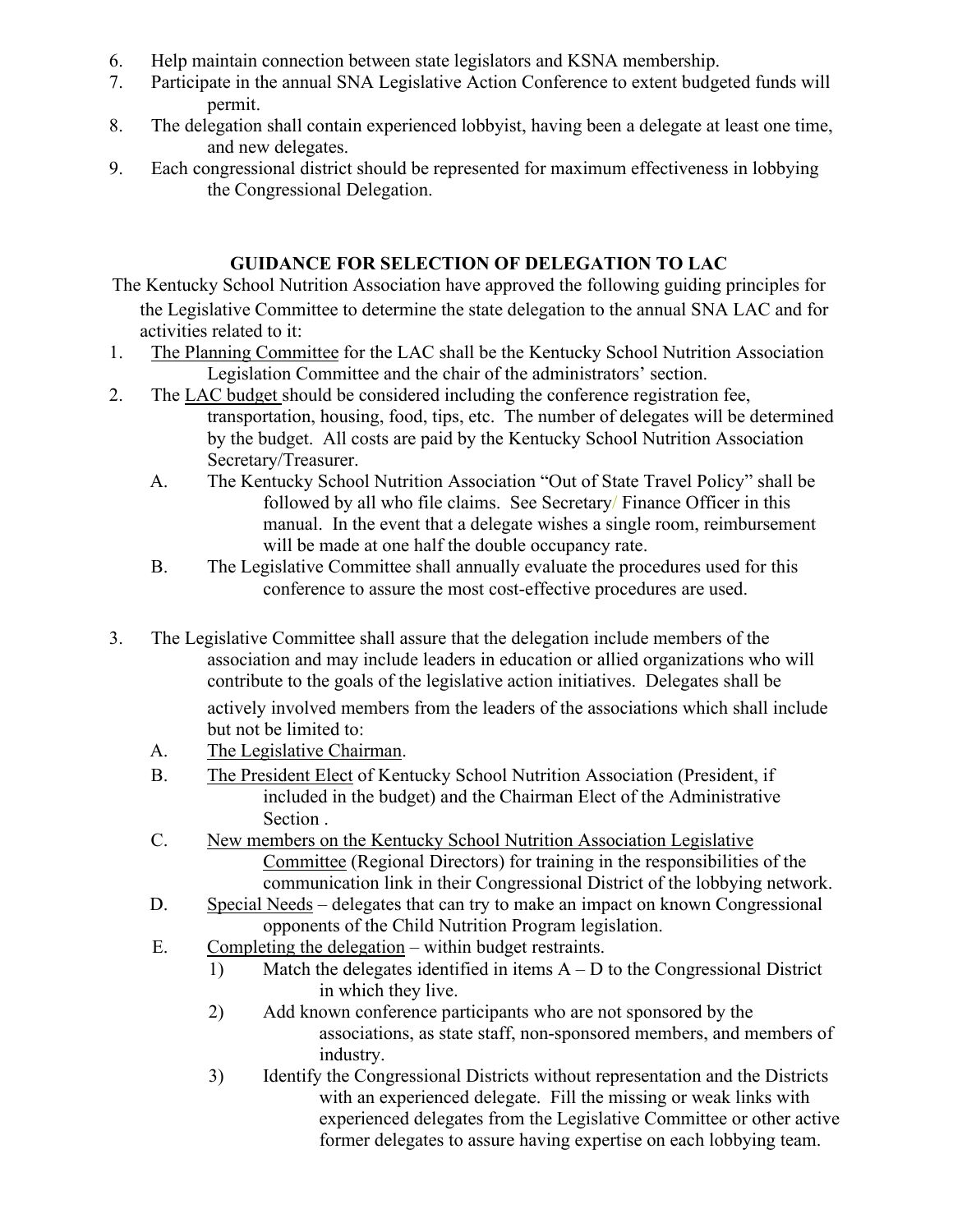6. Help maintain connection between state legislators and KSNA membership.
7. Participate in the annual SNA Legislative Action Conference to extent budgeted funds will permit.
8. The delegation shall contain experienced lobbyist, having been a delegate at least one time, and new delegates.
9. Each congressional district should be represented for maximum effectiveness in lobbying the Congressional Delegation.

## GUIDANCE FOR SELECTION OF DELEGATION TO LAC

The Kentucky School Nutrition Association have approved the following guiding principles for the Legislative Committee to determine the state delegation to the annual SNA LAC and for activities related to it:

1. The Planning Committee for the LAC shall be the Kentucky School Nutrition Association Legislation Committee and the chair of the administrators' section.
2. The LAC budget should be considered including the conference registration fee, transportation, housing, food, tips, etc. The number of delegates will be determined by the budget. All costs are paid by the Kentucky School Nutrition Association Secretary/Treasurer.
   - A. The Kentucky School Nutrition Association "Out of State Travel Policy" shall be followed by all who file claims. See Secretary/ Finance Officer in this manual. In the event that a delegate wishes a single room, reimbursement will be made at one half the double occupancy rate.
   - B. The Legislative Committee shall annually evaluate the procedures used for this conference to assure the most cost-effective procedures are used.
3. The Legislative Committee shall assure that the delegation include members of the association and may include leaders in education or allied organizations who will contribute to the goals of the legislative action initiatives. Delegates shall be actively involved members from the leaders of the associations which shall include but not be limited to:
   - A. The Legislative Chairman.
   - B. The President Elect of Kentucky School Nutrition Association (President, if included in the budget) and the Chairman Elect of the Administrative Section .
   - C. New members on the Kentucky School Nutrition Association Legislative Committee (Regional Directors) for training in the responsibilities of the communication link in their Congressional District of the lobbying network.
   - D. Special Needs – delegates that can try to make an impact on known Congressional opponents of the Child Nutrition Program legislation.
   - E. Completing the delegation – within budget restraints.
     1) Match the delegates identified in items A – D to the Congressional District in which they live.
     2) Add known conference participants who are not sponsored by the associations, as state staff, non-sponsored members, and members of industry.
     3) Identify the Congressional Districts without representation and the Districts with an experienced delegate. Fill the missing or weak links with experienced delegates from the Legislative Committee or other active former delegates to assure having expertise on each lobbying team.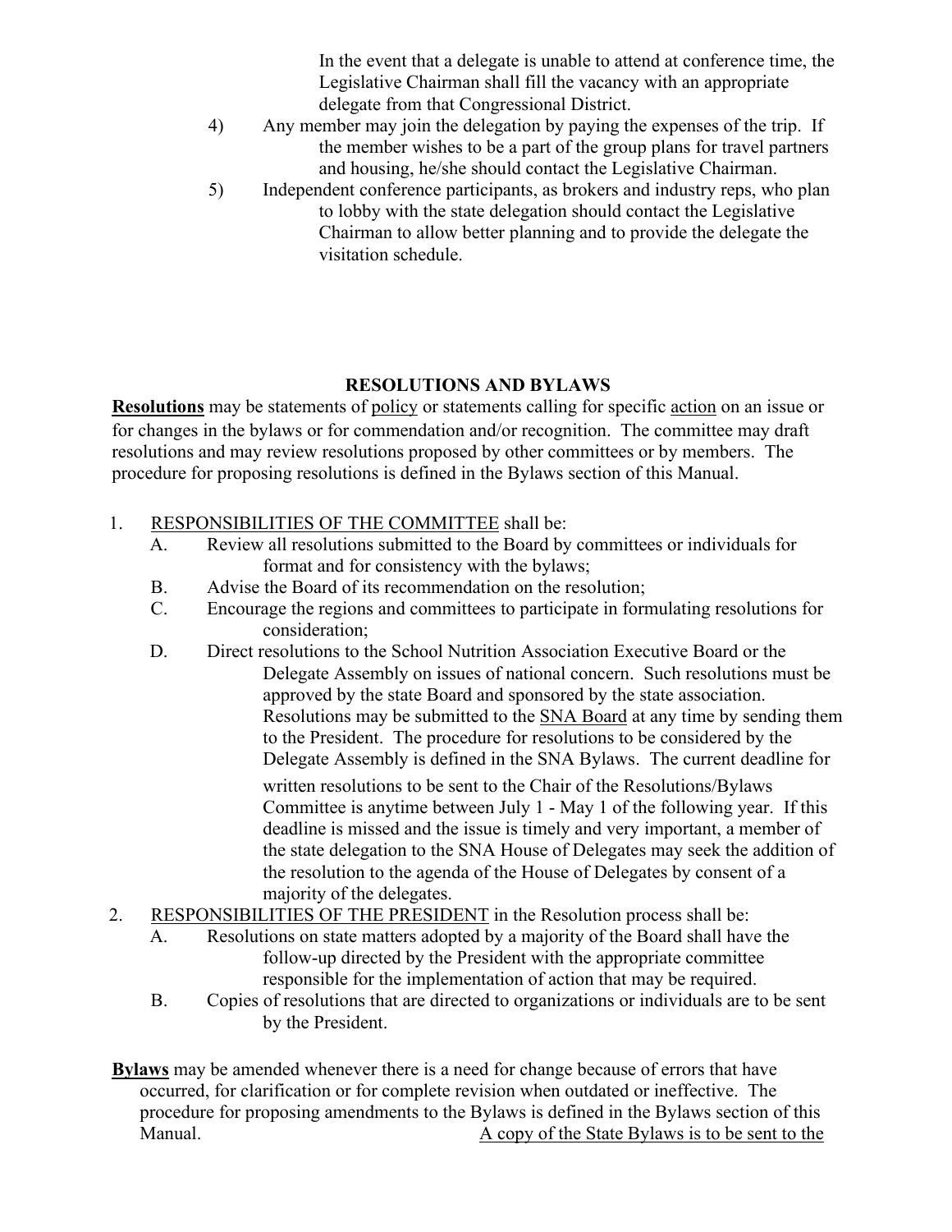In the event that a delegate is unable to attend at conference time, the Legislative Chairman shall fill the vacancy with an appropriate delegate from that Congressional District.

4) Any member may join the delegation by paying the expenses of the trip. If the member wishes to be a part of the group plans for travel partners and housing, he/she should contact the Legislative Chairman.

5) Independent conference participants, as brokers and industry reps, who plan to lobby with the state delegation should contact the Legislative Chairman to allow better planning and to provide the delegate the visitation schedule.

## RESOLUTIONS AND BYLAWS

**Resolutions** may be statements of policy or statements calling for specific action on an issue or for changes in the bylaws or for commendation and/or recognition. The committee may draft resolutions and may review resolutions proposed by other committees or by members. The procedure for proposing resolutions is defined in the Bylaws section of this Manual.

1. RESPONSIBILITIES OF THE COMMITTEE shall be:
   - A. Review all resolutions submitted to the Board by committees or individuals for format and for consistency with the bylaws;
   - B. Advise the Board of its recommendation on the resolution;
   - C. Encourage the regions and committees to participate in formulating resolutions for consideration;
   - D. Direct resolutions to the School Nutrition Association Executive Board or the Delegate Assembly on issues of national concern. Such resolutions must be approved by the state Board and sponsored by the state association. Resolutions may be submitted to the SNA Board at any time by sending them to the President. The procedure for resolutions to be considered by the Delegate Assembly is defined in the SNA Bylaws. The current deadline for written resolutions to be sent to the Chair of the Resolutions/Bylaws Committee is anytime between July 1 - May 1 of the following year. If this deadline is missed and the issue is timely and very important, a member of the state delegation to the SNA House of Delegates may seek the addition of the resolution to the agenda of the House of Delegates by consent of a majority of the delegates.
2. RESPONSIBILITIES OF THE PRESIDENT in the Resolution process shall be:
   - A. Resolutions on state matters adopted by a majority of the Board shall have the follow-up directed by the President with the appropriate committee responsible for the implementation of action that may be required.
   - B. Copies of resolutions that are directed to organizations or individuals are to be sent by the President.

**Bylaws** may be amended whenever there is a need for change because of errors that have occurred, for clarification or for complete revision when outdated or ineffective. The procedure for proposing amendments to the Bylaws is defined in the Bylaws section of this Manual. A copy of the State Bylaws is to be sent to the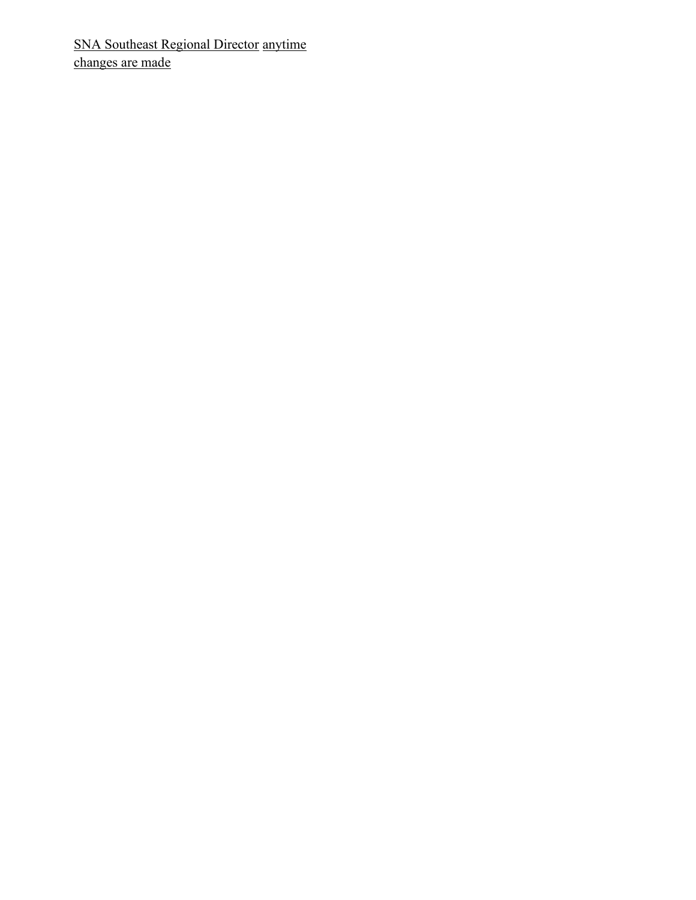SNA Southeast Regional Director anytime changes are made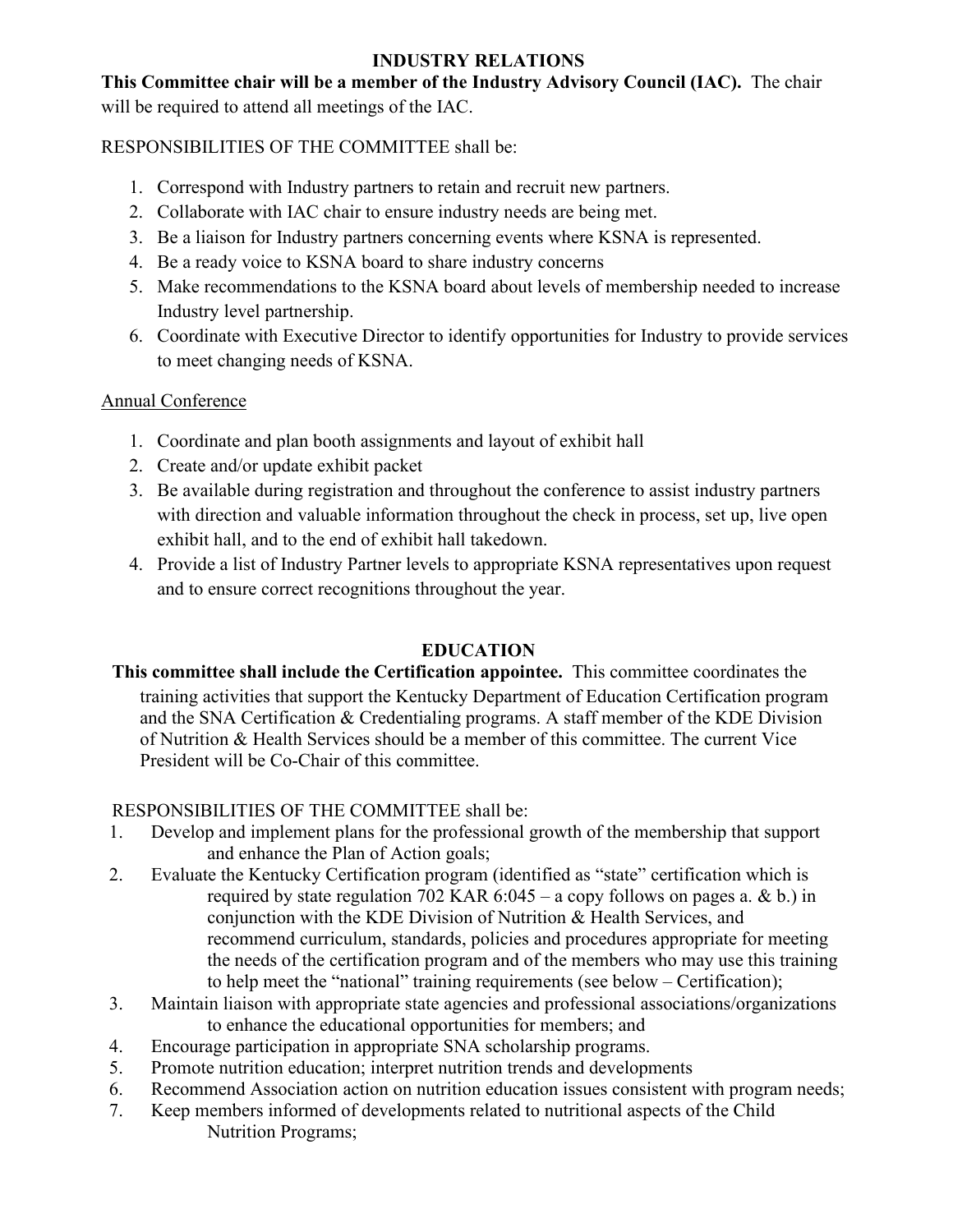## INDUSTRY RELATIONS

**This Committee chair will be a member of the Industry Advisory Council (IAC).** The chair will be required to attend all meetings of the IAC.

RESPONSIBILITIES OF THE COMMITTEE shall be:

1. Correspond with Industry partners to retain and recruit new partners.
2. Collaborate with IAC chair to ensure industry needs are being met.
3. Be a liaison for Industry partners concerning events where KSNA is represented.
4. Be a ready voice to KSNA board to share industry concerns
5. Make recommendations to the KSNA board about levels of membership needed to increase Industry level partnership.
6. Coordinate with Executive Director to identify opportunities for Industry to provide services to meet changing needs of KSNA.

<u>Annual Conference</u>

1. Coordinate and plan booth assignments and layout of exhibit hall
2. Create and/or update exhibit packet
3. Be available during registration and throughout the conference to assist industry partners with direction and valuable information throughout the check in process, set up, live open exhibit hall, and to the end of exhibit hall takedown.
4. Provide a list of Industry Partner levels to appropriate KSNA representatives upon request and to ensure correct recognitions throughout the year.

## EDUCATION

**This committee shall include the Certification appointee.** This committee coordinates the training activities that support the Kentucky Department of Education Certification program and the SNA Certification & Credentialing programs. A staff member of the KDE Division of Nutrition & Health Services should be a member of this committee. The current Vice President will be Co-Chair of this committee.

RESPONSIBILITIES OF THE COMMITTEE shall be:

1. Develop and implement plans for the professional growth of the membership that support and enhance the Plan of Action goals;
2. Evaluate the Kentucky Certification program (identified as "state" certification which is required by state regulation 702 KAR 6:045 – a copy follows on pages a. & b.) in conjunction with the KDE Division of Nutrition & Health Services, and recommend curriculum, standards, policies and procedures appropriate for meeting the needs of the certification program and of the members who may use this training to help meet the "national" training requirements (see below – Certification);
3. Maintain liaison with appropriate state agencies and professional associations/organizations to enhance the educational opportunities for members; and
4. Encourage participation in appropriate SNA scholarship programs.
5. Promote nutrition education; interpret nutrition trends and developments
6. Recommend Association action on nutrition education issues consistent with program needs;
7. Keep members informed of developments related to nutritional aspects of the Child Nutrition Programs;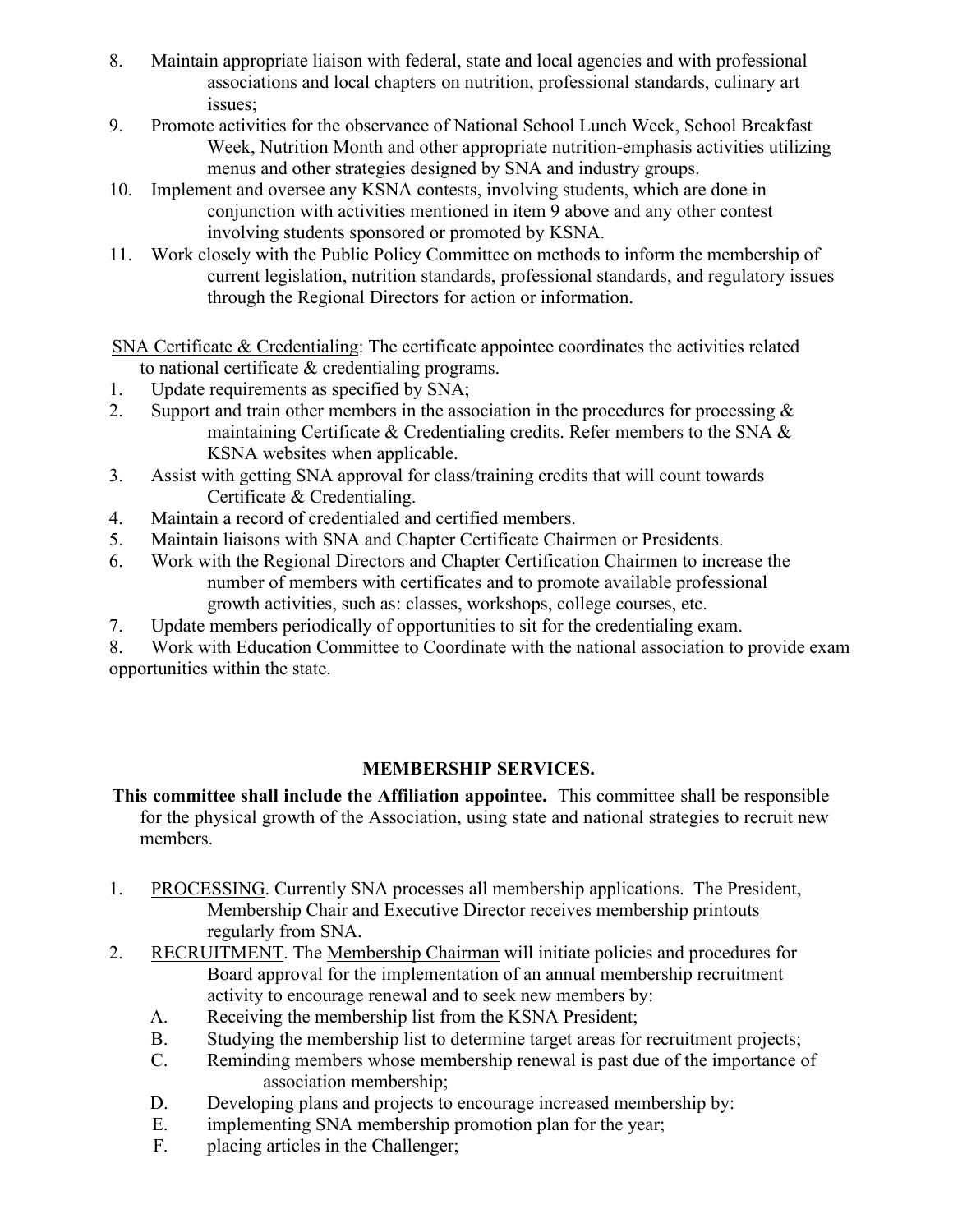8. Maintain appropriate liaison with federal, state and local agencies and with professional associations and local chapters on nutrition, professional standards, culinary art issues;
9. Promote activities for the observance of National School Lunch Week, School Breakfast Week, Nutrition Month and other appropriate nutrition-emphasis activities utilizing menus and other strategies designed by SNA and industry groups.
10. Implement and oversee any KSNA contests, involving students, which are done in conjunction with activities mentioned in item 9 above and any other contest involving students sponsored or promoted by KSNA.
11. Work closely with the Public Policy Committee on methods to inform the membership of current legislation, nutrition standards, professional standards, and regulatory issues through the Regional Directors for action or information.

<u>SNA Certificate & Credentialing</u>: The certificate appointee coordinates the activities related to national certificate & credentialing programs.

1. Update requirements as specified by SNA;
2. Support and train other members in the association in the procedures for processing & maintaining Certificate & Credentialing credits. Refer members to the SNA & KSNA websites when applicable.
3. Assist with getting SNA approval for class/training credits that will count towards Certificate & Credentialing.
4. Maintain a record of credentialed and certified members.
5. Maintain liaisons with SNA and Chapter Certificate Chairmen or Presidents.
6. Work with the Regional Directors and Chapter Certification Chairmen to increase the number of members with certificates and to promote available professional growth activities, such as: classes, workshops, college courses, etc.
7. Update members periodically of opportunities to sit for the credentialing exam.
8. Work with Education Committee to Coordinate with the national association to provide exam opportunities within the state.

## MEMBERSHIP SERVICES.

**This committee shall include the Affiliation appointee.** This committee shall be responsible for the physical growth of the Association, using state and national strategies to recruit new members.

1. <u>PROCESSING</u>. Currently SNA processes all membership applications. The President, Membership Chair and Executive Director receives membership printouts regularly from SNA.
2. <u>RECRUITMENT</u>. The <u>Membership Chairman</u> will initiate policies and procedures for Board approval for the implementation of an annual membership recruitment activity to encourage renewal and to seek new members by:
   - A. Receiving the membership list from the KSNA President;
   - B. Studying the membership list to determine target areas for recruitment projects;
   - C. Reminding members whose membership renewal is past due of the importance of association membership;
   - D. Developing plans and projects to encourage increased membership by:
   - E. implementing SNA membership promotion plan for the year;
   - F. placing articles in the Challenger;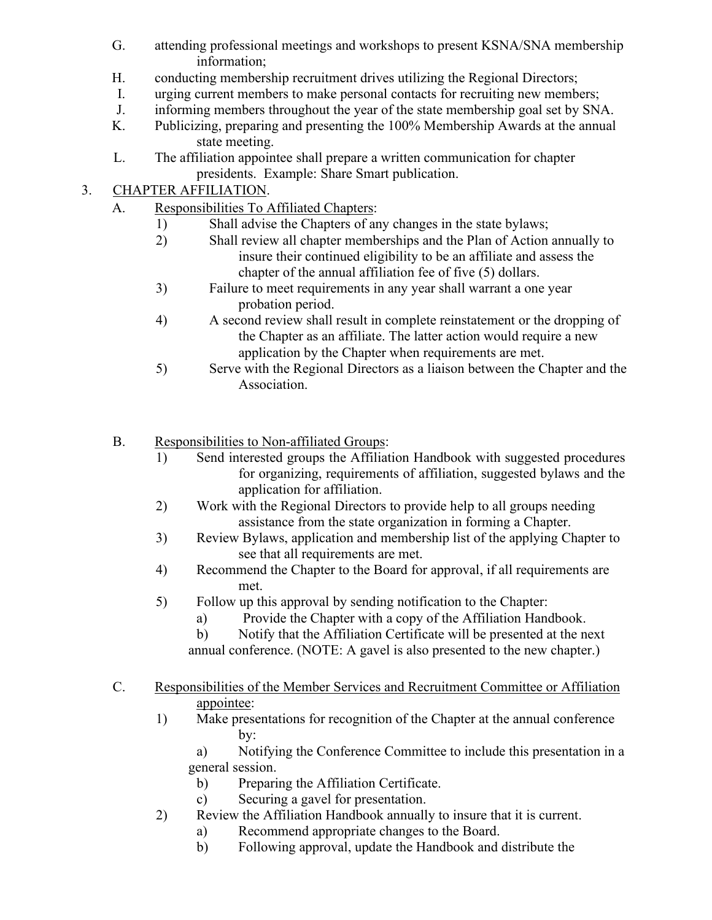G. attending professional meetings and workshops to present KSNA/SNA membership information;

H. conducting membership recruitment drives utilizing the Regional Directors;

I. urging current members to make personal contacts for recruiting new members;

J. informing members throughout the year of the state membership goal set by SNA.

K. Publicizing, preparing and presenting the 100% Membership Awards at the annual state meeting.

L. The affiliation appointee shall prepare a written communication for chapter presidents. Example: Share Smart publication.

3. CHAPTER AFFILIATION.

   A. Responsibilities To Affiliated Chapters:

      1) Shall advise the Chapters of any changes in the state bylaws;
      2) Shall review all chapter memberships and the Plan of Action annually to insure their continued eligibility to be an affiliate and assess the chapter of the annual affiliation fee of five (5) dollars.
      3) Failure to meet requirements in any year shall warrant a one year probation period.
      4) A second review shall result in complete reinstatement or the dropping of the Chapter as an affiliate. The latter action would require a new application by the Chapter when requirements are met.
      5) Serve with the Regional Directors as a liaison between the Chapter and the Association.

   B. Responsibilities to Non-affiliated Groups:

      1) Send interested groups the Affiliation Handbook with suggested procedures for organizing, requirements of affiliation, suggested bylaws and the application for affiliation.
      2) Work with the Regional Directors to provide help to all groups needing assistance from the state organization in forming a Chapter.
      3) Review Bylaws, application and membership list of the applying Chapter to see that all requirements are met.
      4) Recommend the Chapter to the Board for approval, if all requirements are met.
      5) Follow up this approval by sending notification to the Chapter:
         a) Provide the Chapter with a copy of the Affiliation Handbook.
         b) Notify that the Affiliation Certificate will be presented at the next annual conference. (NOTE: A gavel is also presented to the new chapter.)

   C. Responsibilities of the Member Services and Recruitment Committee or Affiliation appointee:

      1) Make presentations for recognition of the Chapter at the annual conference by:
         a) Notifying the Conference Committee to include this presentation in a general session.
         b) Preparing the Affiliation Certificate.
         c) Securing a gavel for presentation.
      2) Review the Affiliation Handbook annually to insure that it is current.
         a) Recommend appropriate changes to the Board.
         b) Following approval, update the Handbook and distribute the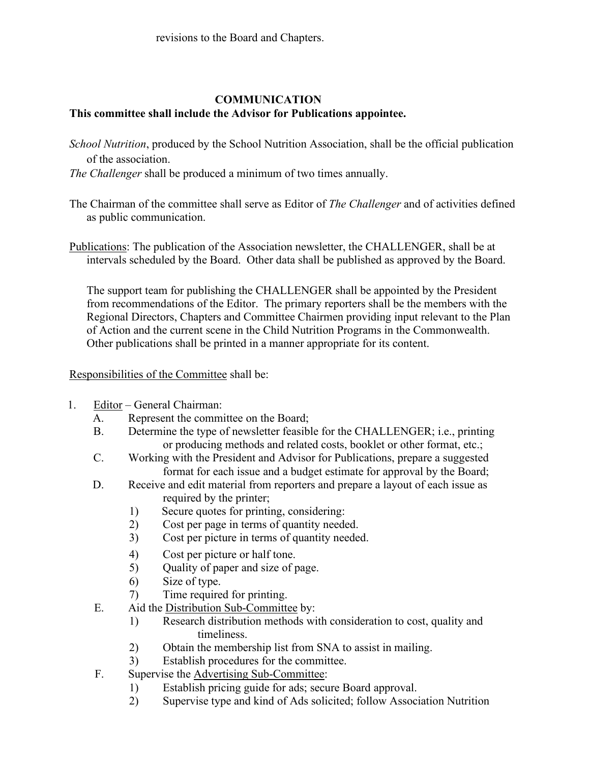revisions to the Board and Chapters.

## COMMUNICATION

**This committee shall include the Advisor for Publications appointee.**

*School Nutrition*, produced by the School Nutrition Association, shall be the official publication of the association.

*The Challenger* shall be produced a minimum of two times annually.

The Chairman of the committee shall serve as Editor of *The Challenger* and of activities defined as public communication.

Publications: The publication of the Association newsletter, the CHALLENGER, shall be at intervals scheduled by the Board. Other data shall be published as approved by the Board.

The support team for publishing the CHALLENGER shall be appointed by the President from recommendations of the Editor. The primary reporters shall be the members with the Regional Directors, Chapters and Committee Chairmen providing input relevant to the Plan of Action and the current scene in the Child Nutrition Programs in the Commonwealth. Other publications shall be printed in a manner appropriate for its content.

Responsibilities of the Committee shall be:

1. Editor – General Chairman:
   - A. Represent the committee on the Board;
   - B. Determine the type of newsletter feasible for the CHALLENGER; i.e., printing or producing methods and related costs, booklet or other format, etc.;
   - C. Working with the President and Advisor for Publications, prepare a suggested format for each issue and a budget estimate for approval by the Board;
   - D. Receive and edit material from reporters and prepare a layout of each issue as required by the printer;
     - 1) Secure quotes for printing, considering:
     - 2) Cost per page in terms of quantity needed.
     - 3) Cost per picture in terms of quantity needed.
     - 4) Cost per picture or half tone.
     - 5) Quality of paper and size of page.
     - 6) Size of type.
     - 7) Time required for printing.
   - E. Aid the Distribution Sub-Committee by:
     - 1) Research distribution methods with consideration to cost, quality and timeliness.
     - 2) Obtain the membership list from SNA to assist in mailing.
     - 3) Establish procedures for the committee.
   - F. Supervise the Advertising Sub-Committee:
     - 1) Establish pricing guide for ads; secure Board approval.
     - 2) Supervise type and kind of Ads solicited; follow Association Nutrition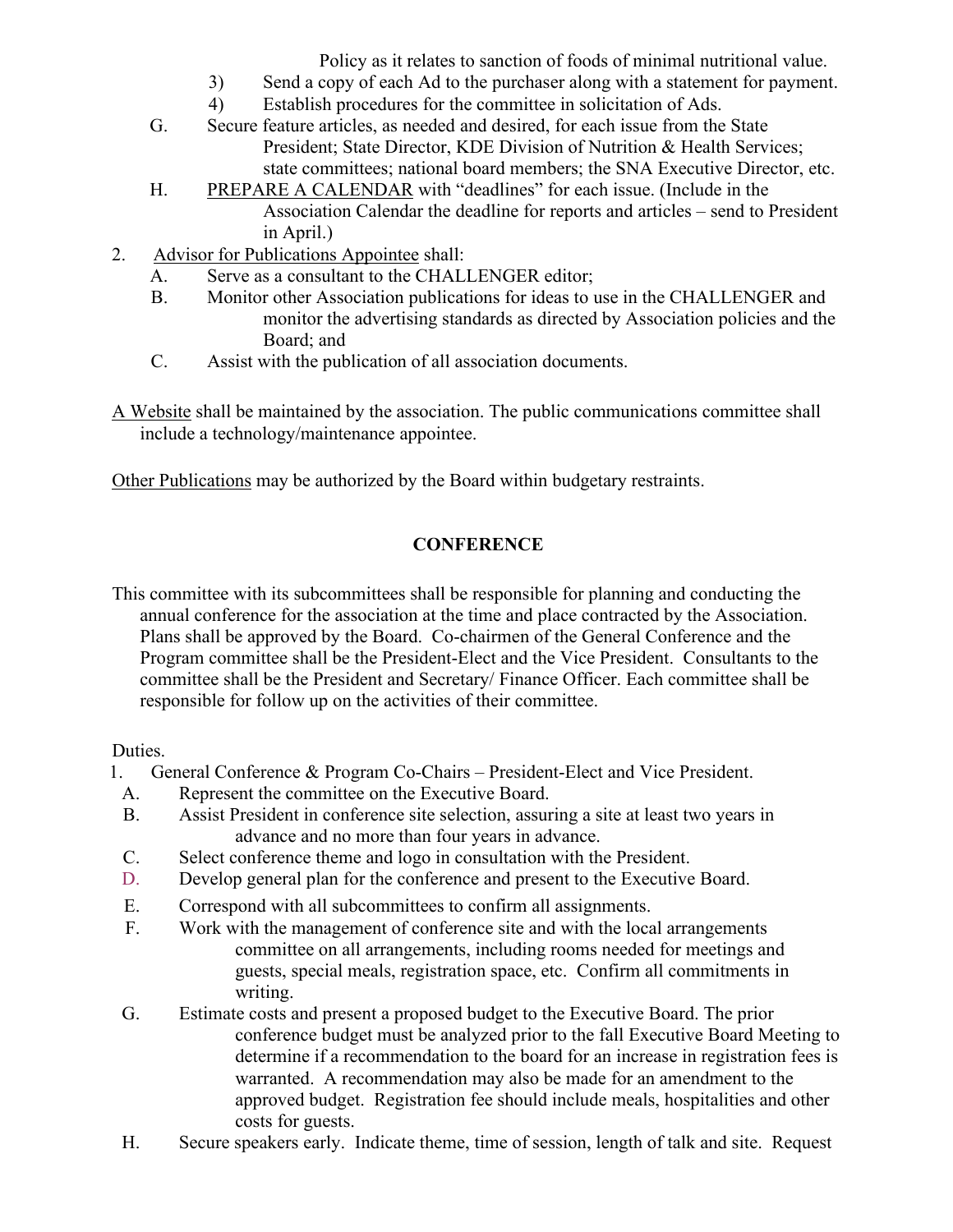Policy as it relates to sanction of foods of minimal nutritional value.

3) Send a copy of each Ad to the purchaser along with a statement for payment.

4) Establish procedures for the committee in solicitation of Ads.

G. Secure feature articles, as needed and desired, for each issue from the State President; State Director, KDE Division of Nutrition & Health Services; state committees; national board members; the SNA Executive Director, etc.

H. PREPARE A CALENDAR with "deadlines" for each issue. (Include in the Association Calendar the deadline for reports and articles – send to President in April.)

2. Advisor for Publications Appointee shall:

A. Serve as a consultant to the CHALLENGER editor;

B. Monitor other Association publications for ideas to use in the CHALLENGER and monitor the advertising standards as directed by Association policies and the Board; and

C. Assist with the publication of all association documents.

A Website shall be maintained by the association. The public communications committee shall include a technology/maintenance appointee.

Other Publications may be authorized by the Board within budgetary restraints.

## CONFERENCE

This committee with its subcommittees shall be responsible for planning and conducting the annual conference for the association at the time and place contracted by the Association. Plans shall be approved by the Board. Co-chairmen of the General Conference and the Program committee shall be the President-Elect and the Vice President. Consultants to the committee shall be the President and Secretary/ Finance Officer. Each committee shall be responsible for follow up on the activities of their committee.

Duties.

1. General Conference & Program Co-Chairs – President-Elect and Vice President.

A. Represent the committee on the Executive Board.

B. Assist President in conference site selection, assuring a site at least two years in advance and no more than four years in advance.

C. Select conference theme and logo in consultation with the President.

D. Develop general plan for the conference and present to the Executive Board.

E. Correspond with all subcommittees to confirm all assignments.

F. Work with the management of conference site and with the local arrangements committee on all arrangements, including rooms needed for meetings and guests, special meals, registration space, etc. Confirm all commitments in writing.

G. Estimate costs and present a proposed budget to the Executive Board. The prior conference budget must be analyzed prior to the fall Executive Board Meeting to determine if a recommendation to the board for an increase in registration fees is warranted. A recommendation may also be made for an amendment to the approved budget. Registration fee should include meals, hospitalities and other costs for guests.

H. Secure speakers early. Indicate theme, time of session, length of talk and site. Request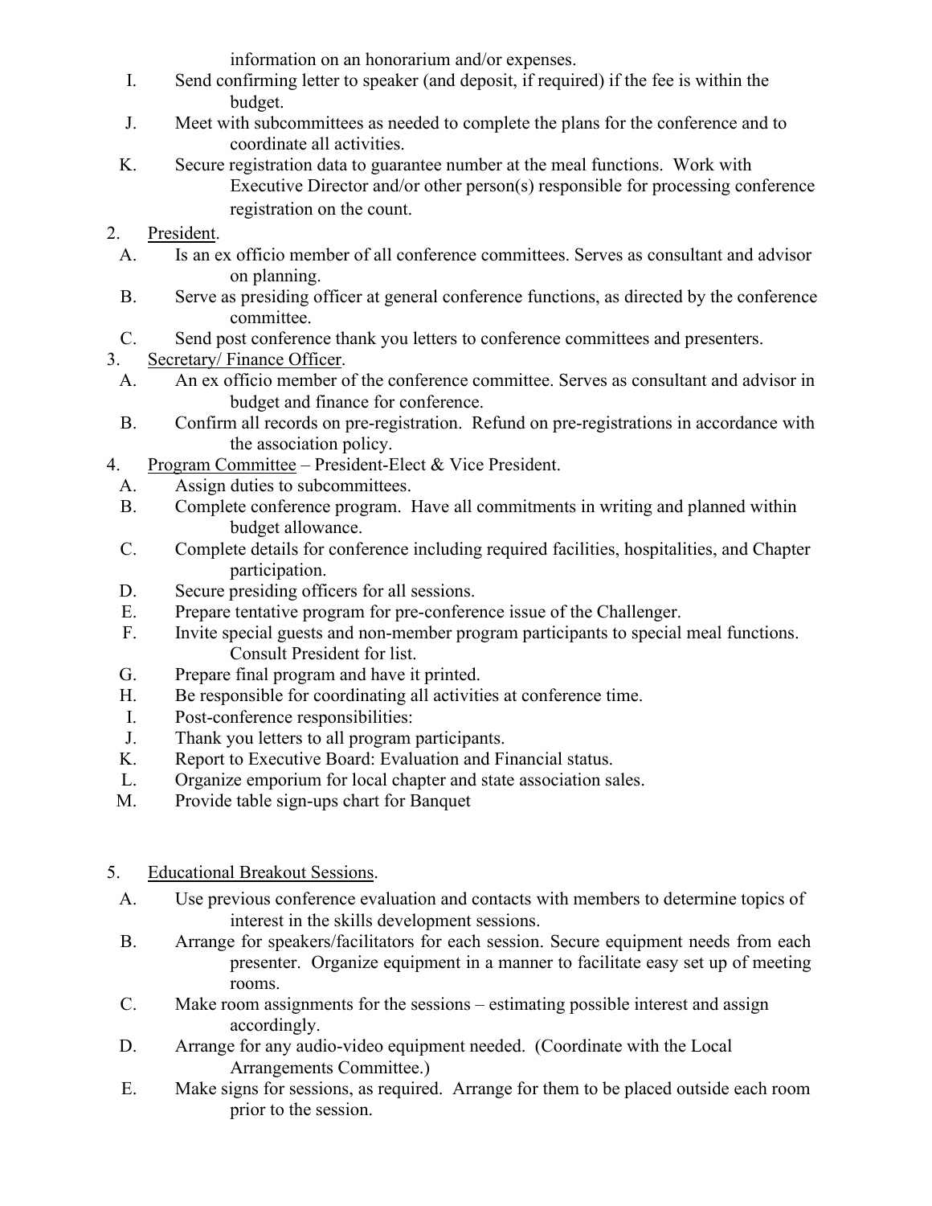information on an honorarium and/or expenses.

I. Send confirming letter to speaker (and deposit, if required) if the fee is within the budget.

J. Meet with subcommittees as needed to complete the plans for the conference and to coordinate all activities.

K. Secure registration data to guarantee number at the meal functions. Work with Executive Director and/or other person(s) responsible for processing conference registration on the count.

2. <u>President</u>.

A. Is an ex officio member of all conference committees. Serves as consultant and advisor on planning.

B. Serve as presiding officer at general conference functions, as directed by the conference committee.

C. Send post conference thank you letters to conference committees and presenters.

3. <u>Secretary/ Finance Officer</u>.

A. An ex officio member of the conference committee. Serves as consultant and advisor in budget and finance for conference.

B. Confirm all records on pre-registration. Refund on pre-registrations in accordance with the association policy.

4. <u>Program Committee</u> – President-Elect & Vice President.

A. Assign duties to subcommittees.

B. Complete conference program. Have all commitments in writing and planned within budget allowance.

C. Complete details for conference including required facilities, hospitalities, and Chapter participation.

D. Secure presiding officers for all sessions.

E. Prepare tentative program for pre-conference issue of the Challenger.

F. Invite special guests and non-member program participants to special meal functions. Consult President for list.

G. Prepare final program and have it printed.

H. Be responsible for coordinating all activities at conference time.

I. Post-conference responsibilities:

J. Thank you letters to all program participants.

K. Report to Executive Board: Evaluation and Financial status.

L. Organize emporium for local chapter and state association sales.

M. Provide table sign-ups chart for Banquet

5. <u>Educational Breakout Sessions</u>.

A. Use previous conference evaluation and contacts with members to determine topics of interest in the skills development sessions.

B. Arrange for speakers/facilitators for each session. Secure equipment needs from each presenter. Organize equipment in a manner to facilitate easy set up of meeting rooms.

C. Make room assignments for the sessions – estimating possible interest and assign accordingly.

D. Arrange for any audio-video equipment needed. (Coordinate with the Local Arrangements Committee.)

E. Make signs for sessions, as required. Arrange for them to be placed outside each room prior to the session.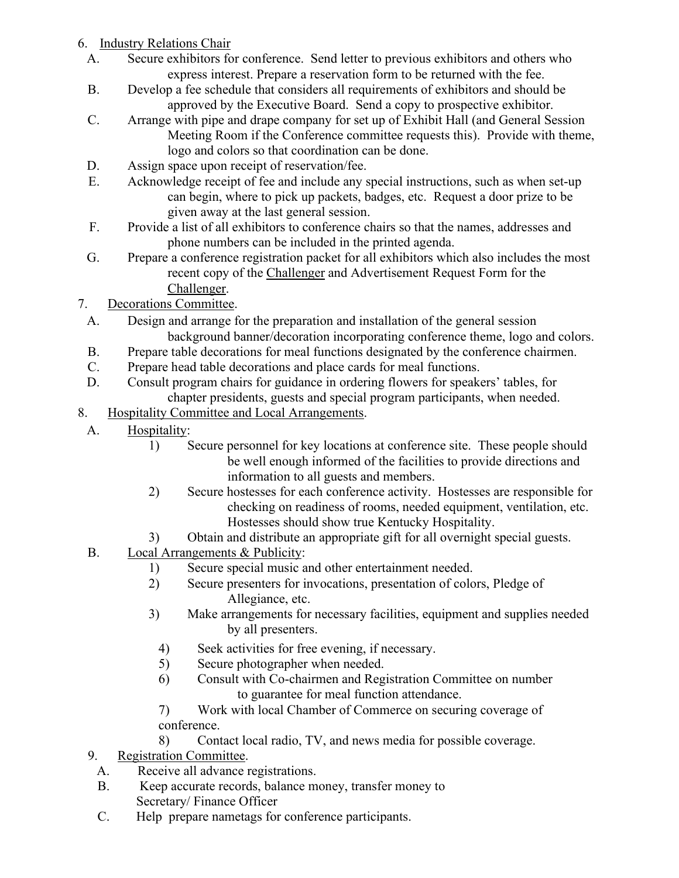6. <u>Industry Relations Chair</u>
   A. Secure exhibitors for conference. Send letter to previous exhibitors and others who express interest. Prepare a reservation form to be returned with the fee.
   B. Develop a fee schedule that considers all requirements of exhibitors and should be approved by the Executive Board. Send a copy to prospective exhibitor.
   C. Arrange with pipe and drape company for set up of Exhibit Hall (and General Session Meeting Room if the Conference committee requests this). Provide with theme, logo and colors so that coordination can be done.
   D. Assign space upon receipt of reservation/fee.
   E. Acknowledge receipt of fee and include any special instructions, such as when set-up can begin, where to pick up packets, badges, etc. Request a door prize to be given away at the last general session.
   F. Provide a list of all exhibitors to conference chairs so that the names, addresses and phone numbers can be included in the printed agenda.
   G. Prepare a conference registration packet for all exhibitors which also includes the most recent copy of the <u>Challenger</u> and Advertisement Request Form for the <u>Challenger</u>.

7. <u>Decorations Committee</u>.
   A. Design and arrange for the preparation and installation of the general session background banner/decoration incorporating conference theme, logo and colors.
   B. Prepare table decorations for meal functions designated by the conference chairmen.
   C. Prepare head table decorations and place cards for meal functions.
   D. Consult program chairs for guidance in ordering flowers for speakers' tables, for chapter presidents, guests and special program participants, when needed.

8. <u>Hospitality Committee and Local Arrangements</u>.
   A. <u>Hospitality</u>:
      1) Secure personnel for key locations at conference site. These people should be well enough informed of the facilities to provide directions and information to all guests and members.
      2) Secure hostesses for each conference activity. Hostesses are responsible for checking on readiness of rooms, needed equipment, ventilation, etc. Hostesses should show true Kentucky Hospitality.
      3) Obtain and distribute an appropriate gift for all overnight special guests.
   B. <u>Local Arrangements & Publicity</u>:
      1) Secure special music and other entertainment needed.
      2) Secure presenters for invocations, presentation of colors, Pledge of Allegiance, etc.
      3) Make arrangements for necessary facilities, equipment and supplies needed by all presenters.
      4) Seek activities for free evening, if necessary.
      5) Secure photographer when needed.
      6) Consult with Co-chairmen and Registration Committee on number to guarantee for meal function attendance.
      7) Work with local Chamber of Commerce on securing coverage of conference.
      8) Contact local radio, TV, and news media for possible coverage.

9. <u>Registration Committee</u>.
   A. Receive all advance registrations.
   B. Keep accurate records, balance money, transfer money to Secretary/ Finance Officer
   C. Help prepare nametags for conference participants.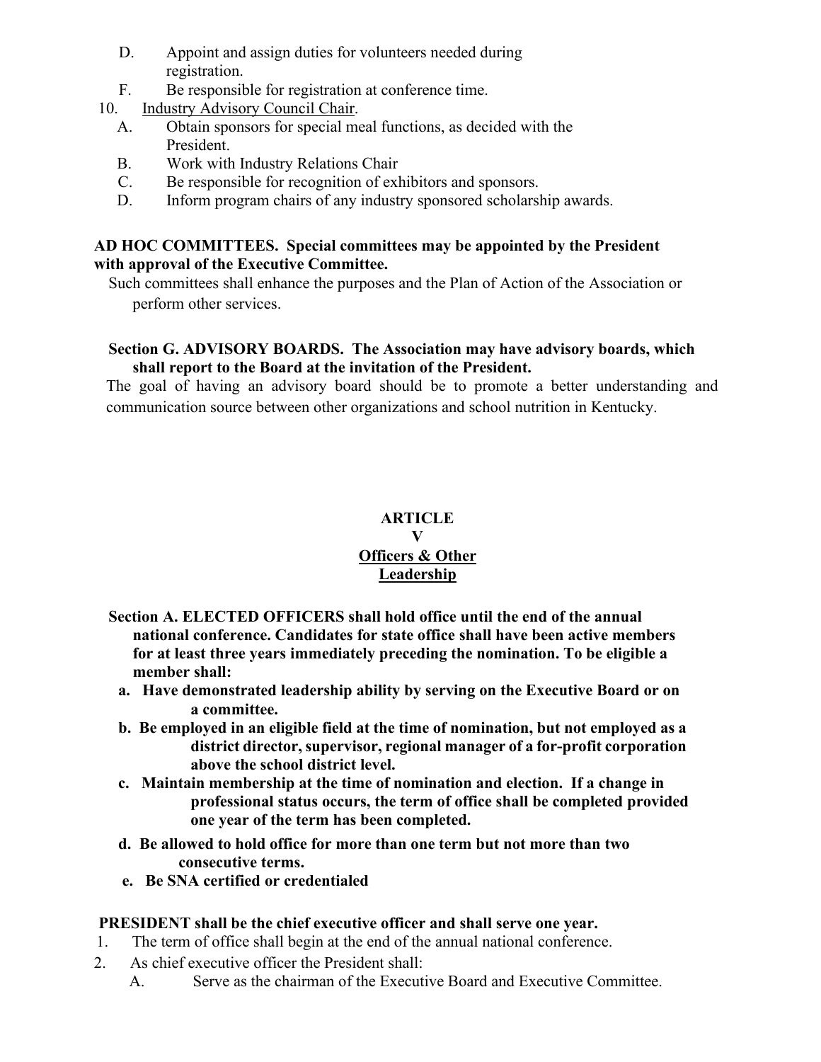D. Appoint and assign duties for volunteers needed during registration.

F. Be responsible for registration at conference time.

10. Industry Advisory Council Chair.
    - A. Obtain sponsors for special meal functions, as decided with the President.
    - B. Work with Industry Relations Chair
    - C. Be responsible for recognition of exhibitors and sponsors.
    - D. Inform program chairs of any industry sponsored scholarship awards.

**AD HOC COMMITTEES. Special committees may be appointed by the President with approval of the Executive Committee.**

Such committees shall enhance the purposes and the Plan of Action of the Association or perform other services.

**Section G. ADVISORY BOARDS. The Association may have advisory boards, which shall report to the Board at the invitation of the President.**

The goal of having an advisory board should be to promote a better understanding and communication source between other organizations and school nutrition in Kentucky.

## ARTICLE V

## Officers & Other Leadership

**Section A. ELECTED OFFICERS shall hold office until the end of the annual national conference. Candidates for state office shall have been active members for at least three years immediately preceding the nomination. To be eligible a member shall:**

- **a. Have demonstrated leadership ability by serving on the Executive Board or on a committee.**
- **b. Be employed in an eligible field at the time of nomination, but not employed as a district director, supervisor, regional manager of a for-profit corporation above the school district level.**
- **c. Maintain membership at the time of nomination and election. If a change in professional status occurs, the term of office shall be completed provided one year of the term has been completed.**
- **d. Be allowed to hold office for more than one term but not more than two consecutive terms.**
- **e. Be SNA certified or credentialed**

**PRESIDENT shall be the chief executive officer and shall serve one year.**

1. The term of office shall begin at the end of the annual national conference.
2. As chief executive officer the President shall:
    - A. Serve as the chairman of the Executive Board and Executive Committee.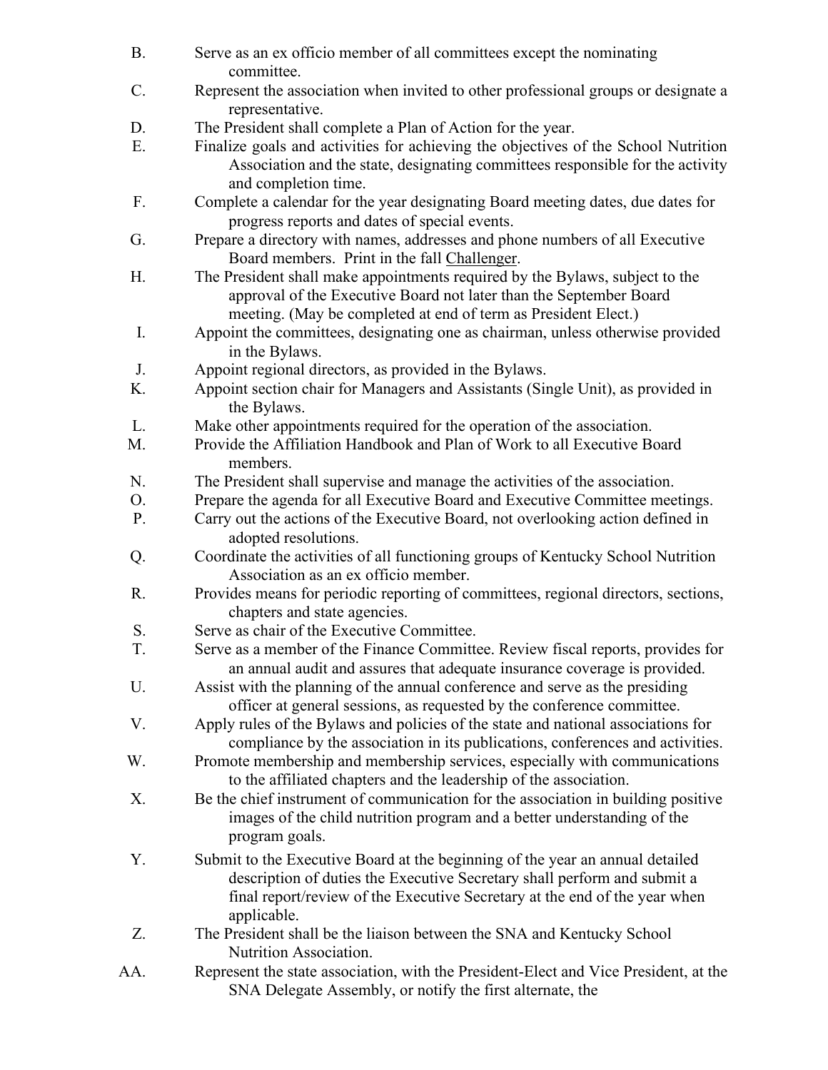B. Serve as an ex officio member of all committees except the nominating committee.

C. Represent the association when invited to other professional groups or designate a representative.

D. The President shall complete a Plan of Action for the year.

E. Finalize goals and activities for achieving the objectives of the School Nutrition Association and the state, designating committees responsible for the activity and completion time.

F. Complete a calendar for the year designating Board meeting dates, due dates for progress reports and dates of special events.

G. Prepare a directory with names, addresses and phone numbers of all Executive Board members. Print in the fall Challenger.

H. The President shall make appointments required by the Bylaws, subject to the approval of the Executive Board not later than the September Board meeting. (May be completed at end of term as President Elect.)

I. Appoint the committees, designating one as chairman, unless otherwise provided in the Bylaws.

J. Appoint regional directors, as provided in the Bylaws.

K. Appoint section chair for Managers and Assistants (Single Unit), as provided in the Bylaws.

L. Make other appointments required for the operation of the association.

M. Provide the Affiliation Handbook and Plan of Work to all Executive Board members.

N. The President shall supervise and manage the activities of the association.

O. Prepare the agenda for all Executive Board and Executive Committee meetings.

P. Carry out the actions of the Executive Board, not overlooking action defined in adopted resolutions.

Q. Coordinate the activities of all functioning groups of Kentucky School Nutrition Association as an ex officio member.

R. Provides means for periodic reporting of committees, regional directors, sections, chapters and state agencies.

S. Serve as chair of the Executive Committee.

T. Serve as a member of the Finance Committee. Review fiscal reports, provides for an annual audit and assures that adequate insurance coverage is provided.

U. Assist with the planning of the annual conference and serve as the presiding officer at general sessions, as requested by the conference committee.

V. Apply rules of the Bylaws and policies of the state and national associations for compliance by the association in its publications, conferences and activities.

W. Promote membership and membership services, especially with communications to the affiliated chapters and the leadership of the association.

X. Be the chief instrument of communication for the association in building positive images of the child nutrition program and a better understanding of the program goals.

Y. Submit to the Executive Board at the beginning of the year an annual detailed description of duties the Executive Secretary shall perform and submit a final report/review of the Executive Secretary at the end of the year when applicable.

Z. The President shall be the liaison between the SNA and Kentucky School Nutrition Association.

AA. Represent the state association, with the President-Elect and Vice President, at the SNA Delegate Assembly, or notify the first alternate, the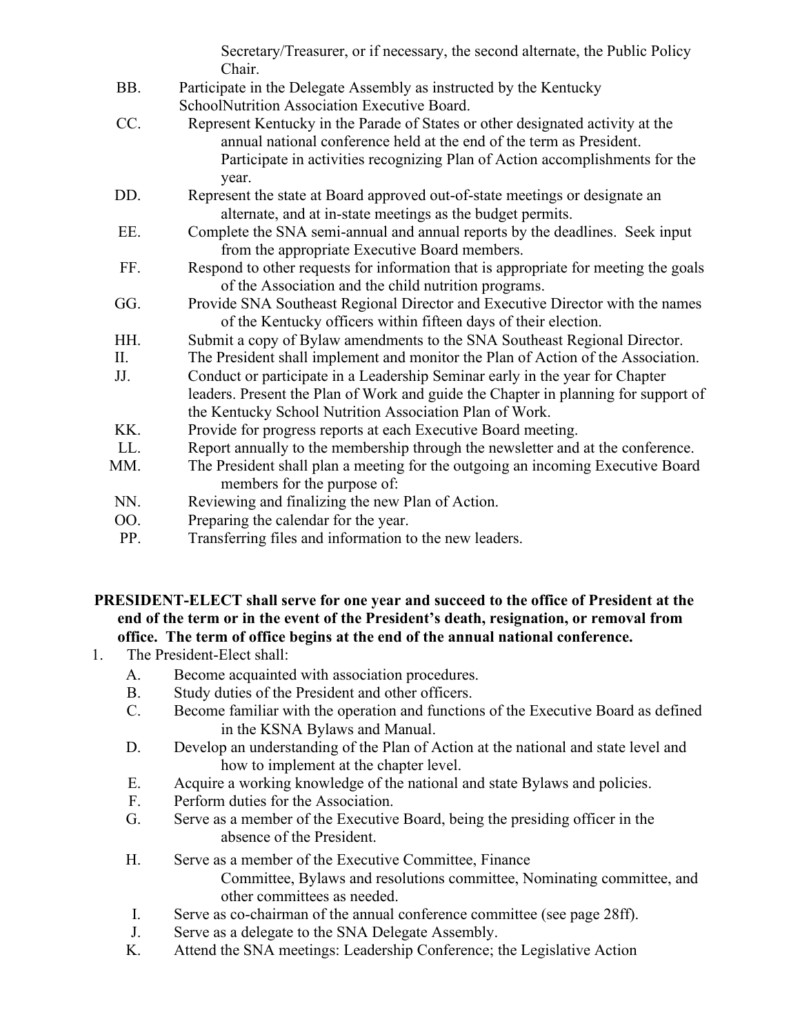Secretary/Treasurer, or if necessary, the second alternate, the Public Policy Chair.

BB. Participate in the Delegate Assembly as instructed by the Kentucky SchoolNutrition Association Executive Board.

CC. Represent Kentucky in the Parade of States or other designated activity at the annual national conference held at the end of the term as President. Participate in activities recognizing Plan of Action accomplishments for the year.

DD. Represent the state at Board approved out-of-state meetings or designate an alternate, and at in-state meetings as the budget permits.

EE. Complete the SNA semi-annual and annual reports by the deadlines. Seek input from the appropriate Executive Board members.

FF. Respond to other requests for information that is appropriate for meeting the goals of the Association and the child nutrition programs.

GG. Provide SNA Southeast Regional Director and Executive Director with the names of the Kentucky officers within fifteen days of their election.

HH. Submit a copy of Bylaw amendments to the SNA Southeast Regional Director.

II. The President shall implement and monitor the Plan of Action of the Association.

JJ. Conduct or participate in a Leadership Seminar early in the year for Chapter leaders. Present the Plan of Work and guide the Chapter in planning for support of the Kentucky School Nutrition Association Plan of Work.

KK. Provide for progress reports at each Executive Board meeting.

LL. Report annually to the membership through the newsletter and at the conference.

MM. The President shall plan a meeting for the outgoing an incoming Executive Board members for the purpose of:

NN. Reviewing and finalizing the new Plan of Action.

OO. Preparing the calendar for the year.

PP. Transferring files and information to the new leaders.

**PRESIDENT-ELECT shall serve for one year and succeed to the office of President at the end of the term or in the event of the President's death, resignation, or removal from office. The term of office begins at the end of the annual national conference.**

1. The President-Elect shall:
   - A. Become acquainted with association procedures.
   - B. Study duties of the President and other officers.
   - C. Become familiar with the operation and functions of the Executive Board as defined in the KSNA Bylaws and Manual.
   - D. Develop an understanding of the Plan of Action at the national and state level and how to implement at the chapter level.
   - E. Acquire a working knowledge of the national and state Bylaws and policies.
   - F. Perform duties for the Association.
   - G. Serve as a member of the Executive Board, being the presiding officer in the absence of the President.
   - H. Serve as a member of the Executive Committee, Finance Committee, Bylaws and resolutions committee, Nominating committee, and other committees as needed.
   - I. Serve as co-chairman of the annual conference committee (see page 28ff).
   - J. Serve as a delegate to the SNA Delegate Assembly.
   - K. Attend the SNA meetings: Leadership Conference; the Legislative Action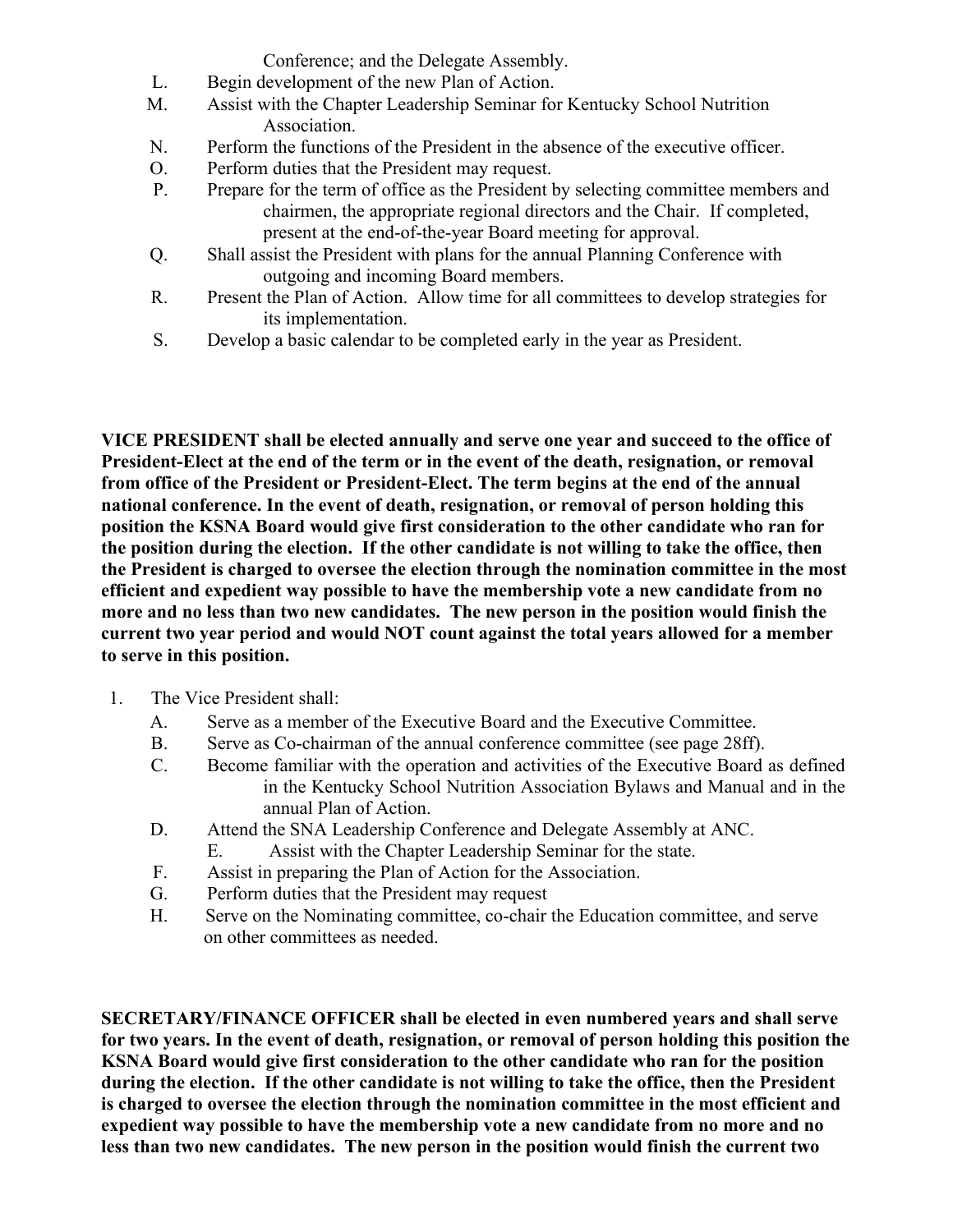Conference; and the Delegate Assembly.

L. Begin development of the new Plan of Action.

M. Assist with the Chapter Leadership Seminar for Kentucky School Nutrition Association.

N. Perform the functions of the President in the absence of the executive officer.

O. Perform duties that the President may request.

P. Prepare for the term of office as the President by selecting committee members and chairmen, the appropriate regional directors and the Chair. If completed, present at the end-of-the-year Board meeting for approval.

Q. Shall assist the President with plans for the annual Planning Conference with outgoing and incoming Board members.

R. Present the Plan of Action. Allow time for all committees to develop strategies for its implementation.

S. Develop a basic calendar to be completed early in the year as President.

**VICE PRESIDENT shall be elected annually and serve one year and succeed to the office of President-Elect at the end of the term or in the event of the death, resignation, or removal from office of the President or President-Elect. The term begins at the end of the annual national conference. In the event of death, resignation, or removal of person holding this position the KSNA Board would give first consideration to the other candidate who ran for the position during the election. If the other candidate is not willing to take the office, then the President is charged to oversee the election through the nomination committee in the most efficient and expedient way possible to have the membership vote a new candidate from no more and no less than two new candidates. The new person in the position would finish the current two year period and would NOT count against the total years allowed for a member to serve in this position.**

1. The Vice President shall:

   A. Serve as a member of the Executive Board and the Executive Committee.

   B. Serve as Co-chairman of the annual conference committee (see page 28ff).

   C. Become familiar with the operation and activities of the Executive Board as defined in the Kentucky School Nutrition Association Bylaws and Manual and in the annual Plan of Action.

   D. Attend the SNA Leadership Conference and Delegate Assembly at ANC.

   E. Assist with the Chapter Leadership Seminar for the state.

   F. Assist in preparing the Plan of Action for the Association.

   G. Perform duties that the President may request

   H. Serve on the Nominating committee, co-chair the Education committee, and serve on other committees as needed.

**SECRETARY/FINANCE OFFICER shall be elected in even numbered years and shall serve for two years. In the event of death, resignation, or removal of person holding this position the KSNA Board would give first consideration to the other candidate who ran for the position during the election. If the other candidate is not willing to take the office, then the President is charged to oversee the election through the nomination committee in the most efficient and expedient way possible to have the membership vote a new candidate from no more and no less than two new candidates. The new person in the position would finish the current two**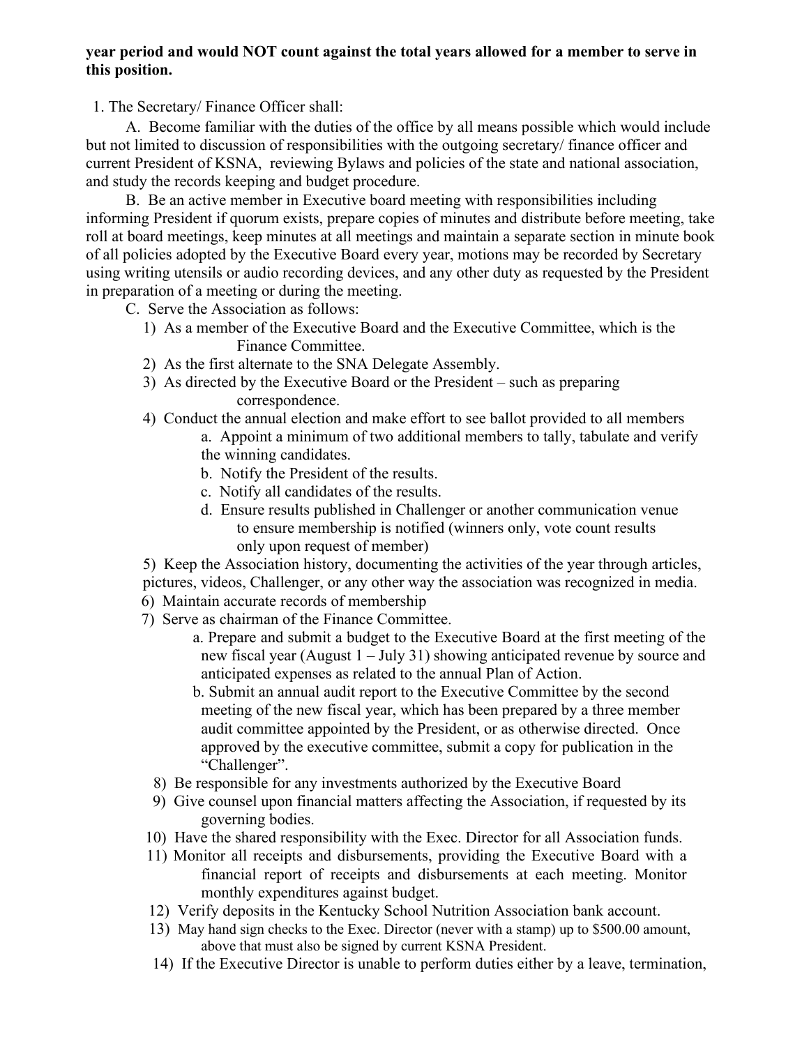**year period and would NOT count against the total years allowed for a member to serve in this position.**

1. The Secretary/ Finance Officer shall:

   A. Become familiar with the duties of the office by all means possible which would include but not limited to discussion of responsibilities with the outgoing secretary/ finance officer and current President of KSNA, reviewing Bylaws and policies of the state and national association, and study the records keeping and budget procedure.

   B. Be an active member in Executive board meeting with responsibilities including informing President if quorum exists, prepare copies of minutes and distribute before meeting, take roll at board meetings, keep minutes at all meetings and maintain a separate section in minute book of all policies adopted by the Executive Board every year, motions may be recorded by Secretary using writing utensils or audio recording devices, and any other duty as requested by the President in preparation of a meeting or during the meeting.

   C. Serve the Association as follows:

      1) As a member of the Executive Board and the Executive Committee, which is the Finance Committee.
      2) As the first alternate to the SNA Delegate Assembly.
      3) As directed by the Executive Board or the President – such as preparing correspondence.
      4) Conduct the annual election and make effort to see ballot provided to all members
         a. Appoint a minimum of two additional members to tally, tabulate and verify the winning candidates.
         b. Notify the President of the results.
         c. Notify all candidates of the results.
         d. Ensure results published in Challenger or another communication venue to ensure membership is notified (winners only, vote count results only upon request of member)
      5) Keep the Association history, documenting the activities of the year through articles, pictures, videos, Challenger, or any other way the association was recognized in media.
      6) Maintain accurate records of membership
      7) Serve as chairman of the Finance Committee.
         a. Prepare and submit a budget to the Executive Board at the first meeting of the new fiscal year (August 1 – July 31) showing anticipated revenue by source and anticipated expenses as related to the annual Plan of Action.
         b. Submit an annual audit report to the Executive Committee by the second meeting of the new fiscal year, which has been prepared by a three member audit committee appointed by the President, or as otherwise directed. Once approved by the executive committee, submit a copy for publication in the "Challenger".
      8) Be responsible for any investments authorized by the Executive Board
      9) Give counsel upon financial matters affecting the Association, if requested by its governing bodies.
      10) Have the shared responsibility with the Exec. Director for all Association funds.
      11) Monitor all receipts and disbursements, providing the Executive Board with a financial report of receipts and disbursements at each meeting. Monitor monthly expenditures against budget.
      12) Verify deposits in the Kentucky School Nutrition Association bank account.
      13) May hand sign checks to the Exec. Director (never with a stamp) up to $500.00 amount, above that must also be signed by current KSNA President.
      14) If the Executive Director is unable to perform duties either by a leave, termination,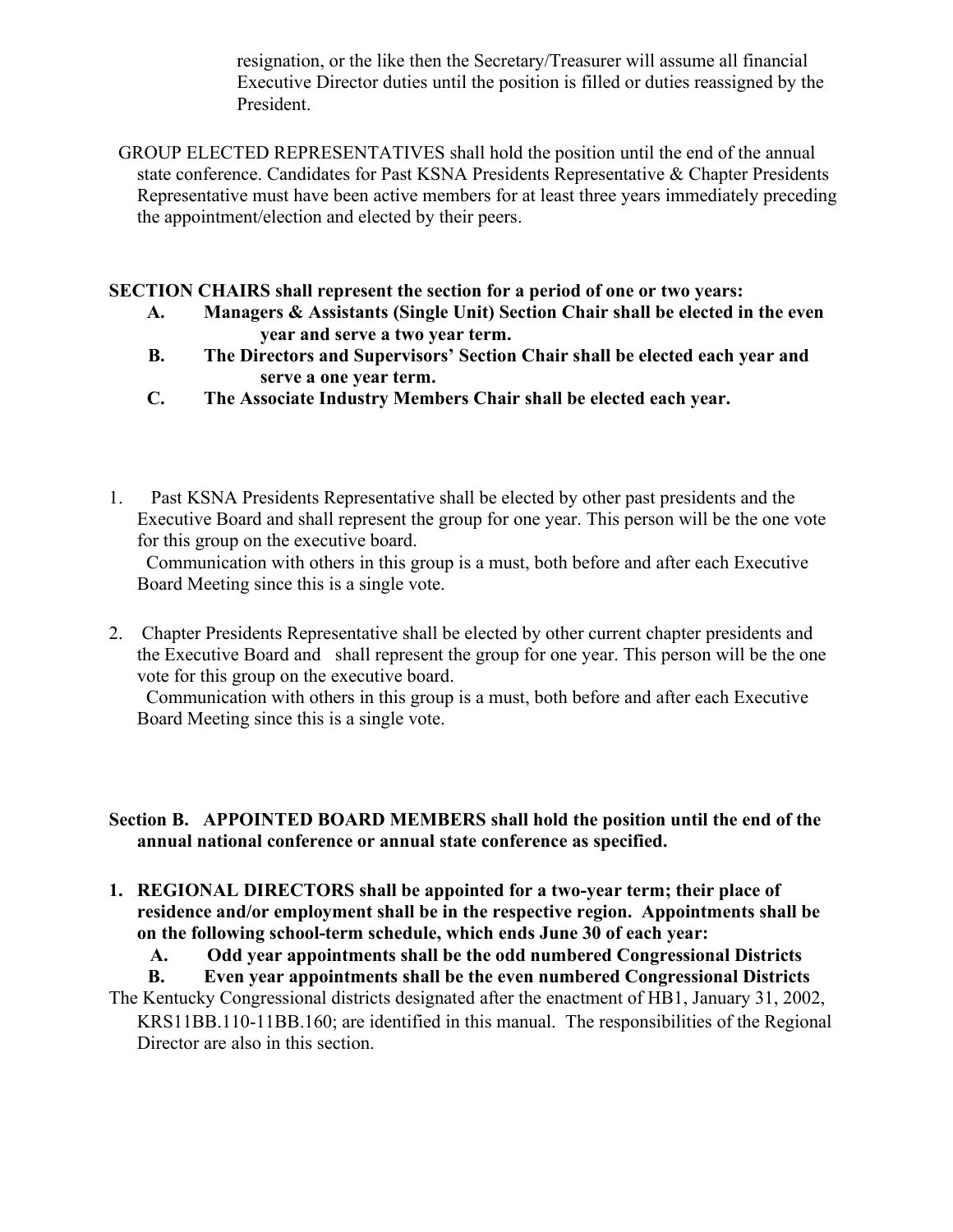resignation, or the like then the Secretary/Treasurer will assume all financial Executive Director duties until the position is filled or duties reassigned by the President.

GROUP ELECTED REPRESENTATIVES shall hold the position until the end of the annual state conference. Candidates for Past KSNA Presidents Representative & Chapter Presidents Representative must have been active members for at least three years immediately preceding the appointment/election and elected by their peers.

**SECTION CHAIRS shall represent the section for a period of one or two years:**

- **A. Managers & Assistants (Single Unit) Section Chair shall be elected in the even year and serve a two year term.**
- **B. The Directors and Supervisors' Section Chair shall be elected each year and serve a one year term.**
- **C. The Associate Industry Members Chair shall be elected each year.**

1. Past KSNA Presidents Representative shall be elected by other past presidents and the Executive Board and shall represent the group for one year. This person will be the one vote for this group on the executive board.
   Communication with others in this group is a must, both before and after each Executive Board Meeting since this is a single vote.

2. Chapter Presidents Representative shall be elected by other current chapter presidents and the Executive Board and shall represent the group for one year. This person will be the one vote for this group on the executive board.
   Communication with others in this group is a must, both before and after each Executive Board Meeting since this is a single vote.

**Section B. APPOINTED BOARD MEMBERS shall hold the position until the end of the annual national conference or annual state conference as specified.**

1. **REGIONAL DIRECTORS shall be appointed for a two-year term; their place of residence and/or employment shall be in the respective region. Appointments shall be on the following school-term schedule, which ends June 30 of each year:**
   - **A. Odd year appointments shall be the odd numbered Congressional Districts**
   - **B. Even year appointments shall be the even numbered Congressional Districts**

The Kentucky Congressional districts designated after the enactment of HB1, January 31, 2002, KRS11BB.110-11BB.160; are identified in this manual. The responsibilities of the Regional Director are also in this section.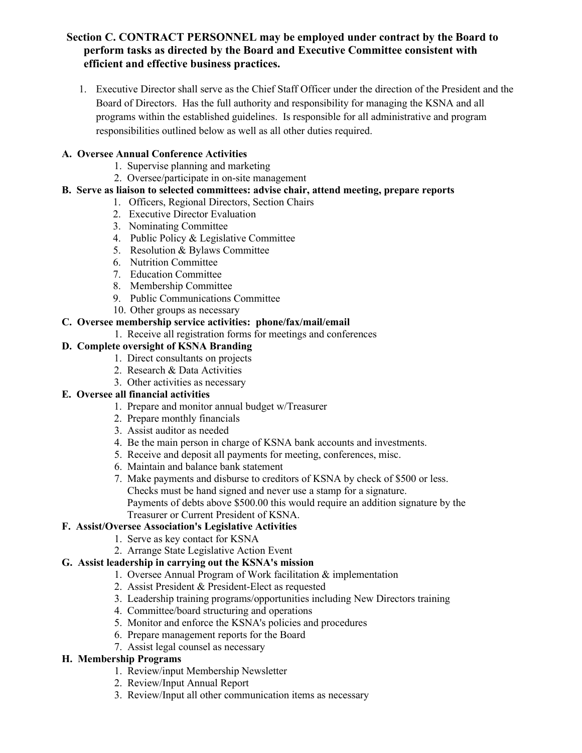**Section C. CONTRACT PERSONNEL may be employed under contract by the Board to perform tasks as directed by the Board and Executive Committee consistent with efficient and effective business practices.**

1. Executive Director shall serve as the Chief Staff Officer under the direction of the President and the Board of Directors. Has the full authority and responsibility for managing the KSNA and all programs within the established guidelines. Is responsible for all administrative and program responsibilities outlined below as well as all other duties required.

**A. Oversee Annual Conference Activities**

1. Supervise planning and marketing
2. Oversee/participate in on-site management

**B. Serve as liaison to selected committees: advise chair, attend meeting, prepare reports**

1. Officers, Regional Directors, Section Chairs
2. Executive Director Evaluation
3. Nominating Committee
4. Public Policy & Legislative Committee
5. Resolution & Bylaws Committee
6. Nutrition Committee
7. Education Committee
8. Membership Committee
9. Public Communications Committee
10. Other groups as necessary

**C. Oversee membership service activities: phone/fax/mail/email**

1. Receive all registration forms for meetings and conferences

**D. Complete oversight of KSNA Branding**

1. Direct consultants on projects
2. Research & Data Activities
3. Other activities as necessary

**E. Oversee all financial activities**

1. Prepare and monitor annual budget w/Treasurer
2. Prepare monthly financials
3. Assist auditor as needed
4. Be the main person in charge of KSNA bank accounts and investments.
5. Receive and deposit all payments for meeting, conferences, misc.
6. Maintain and balance bank statement
7. Make payments and disburse to creditors of KSNA by check of $500 or less. Checks must be hand signed and never use a stamp for a signature. Payments of debts above $500.00 this would require an addition signature by the Treasurer or Current President of KSNA.

**F. Assist/Oversee Association's Legislative Activities**

1. Serve as key contact for KSNA
2. Arrange State Legislative Action Event

**G. Assist leadership in carrying out the KSNA's mission**

1. Oversee Annual Program of Work facilitation & implementation
2. Assist President & President-Elect as requested
3. Leadership training programs/opportunities including New Directors training
4. Committee/board structuring and operations
5. Monitor and enforce the KSNA's policies and procedures
6. Prepare management reports for the Board
7. Assist legal counsel as necessary

**H. Membership Programs**

1. Review/input Membership Newsletter
2. Review/Input Annual Report
3. Review/Input all other communication items as necessary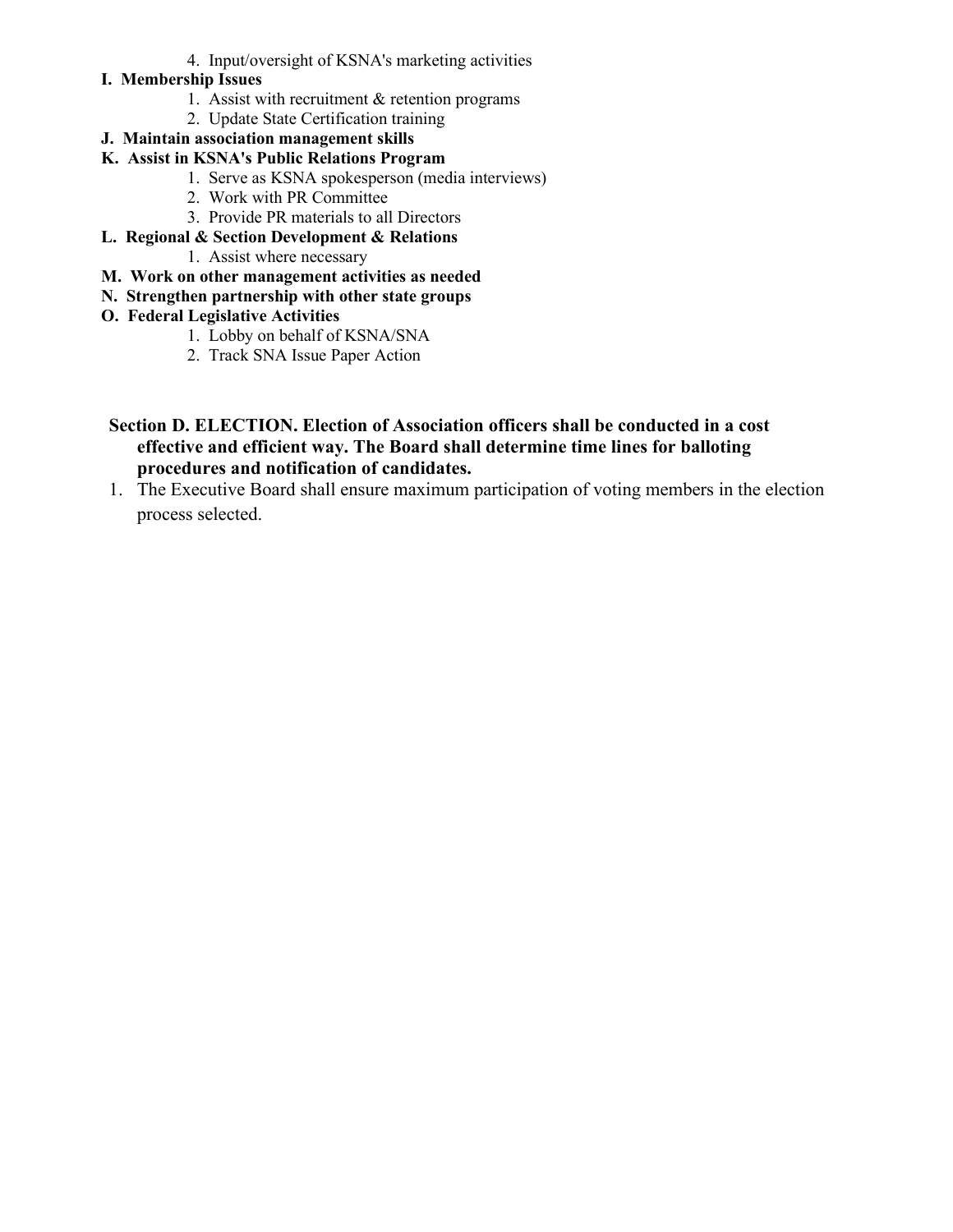4. Input/oversight of KSNA's marketing activities

**I. Membership Issues**

1. Assist with recruitment & retention programs
2. Update State Certification training

**J. Maintain association management skills**

**K. Assist in KSNA's Public Relations Program**

1. Serve as KSNA spokesperson (media interviews)
2. Work with PR Committee
3. Provide PR materials to all Directors

**L. Regional & Section Development & Relations**

1. Assist where necessary

**M. Work on other management activities as needed**

**N. Strengthen partnership with other state groups**

**O. Federal Legislative Activities**

1. Lobby on behalf of KSNA/SNA
2. Track SNA Issue Paper Action

**Section D. ELECTION. Election of Association officers shall be conducted in a cost effective and efficient way. The Board shall determine time lines for balloting procedures and notification of candidates.**

1. The Executive Board shall ensure maximum participation of voting members in the election process selected.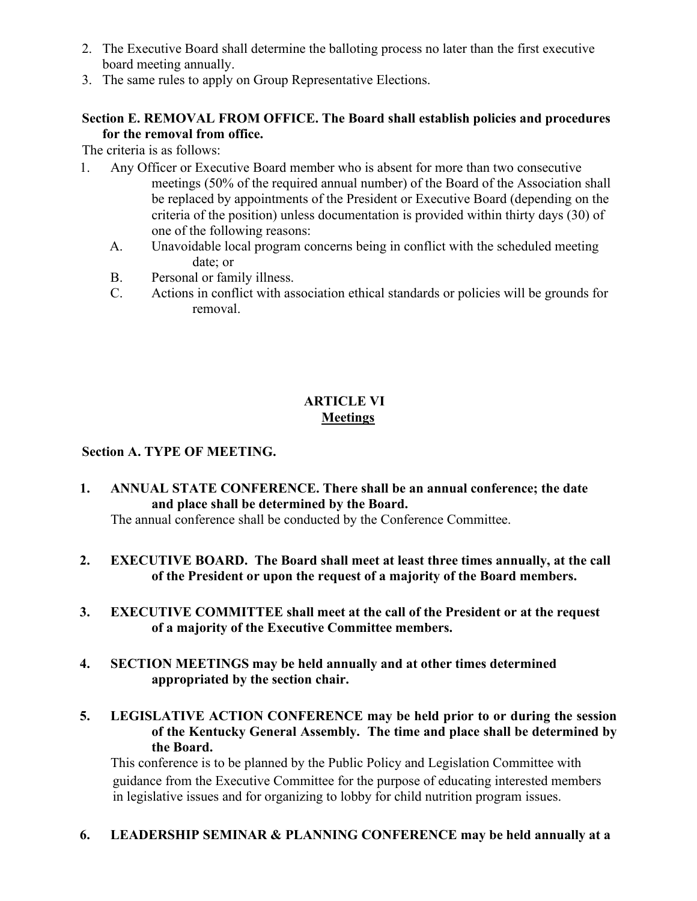2. The Executive Board shall determine the balloting process no later than the first executive board meeting annually.
3. The same rules to apply on Group Representative Elections.

**Section E. REMOVAL FROM OFFICE. The Board shall establish policies and procedures for the removal from office.**

The criteria is as follows:

1. Any Officer or Executive Board member who is absent for more than two consecutive meetings (50% of the required annual number) of the Board of the Association shall be replaced by appointments of the President or Executive Board (depending on the criteria of the position) unless documentation is provided within thirty days (30) of one of the following reasons:
   - A. Unavoidable local program concerns being in conflict with the scheduled meeting date; or
   - B. Personal or family illness.
   - C. Actions in conflict with association ethical standards or policies will be grounds for removal.

## ARTICLE VI
## Meetings

**Section A. TYPE OF MEETING.**

1. **ANNUAL STATE CONFERENCE. There shall be an annual conference; the date and place shall be determined by the Board.**
   The annual conference shall be conducted by the Conference Committee.

2. **EXECUTIVE BOARD. The Board shall meet at least three times annually, at the call of the President or upon the request of a majority of the Board members.**

3. **EXECUTIVE COMMITTEE shall meet at the call of the President or at the request of a majority of the Executive Committee members.**

4. **SECTION MEETINGS may be held annually and at other times determined appropriated by the section chair.**

5. **LEGISLATIVE ACTION CONFERENCE may be held prior to or during the session of the Kentucky General Assembly. The time and place shall be determined by the Board.**
   This conference is to be planned by the Public Policy and Legislation Committee with guidance from the Executive Committee for the purpose of educating interested members in legislative issues and for organizing to lobby for child nutrition program issues.

6. **LEADERSHIP SEMINAR & PLANNING CONFERENCE may be held annually at a**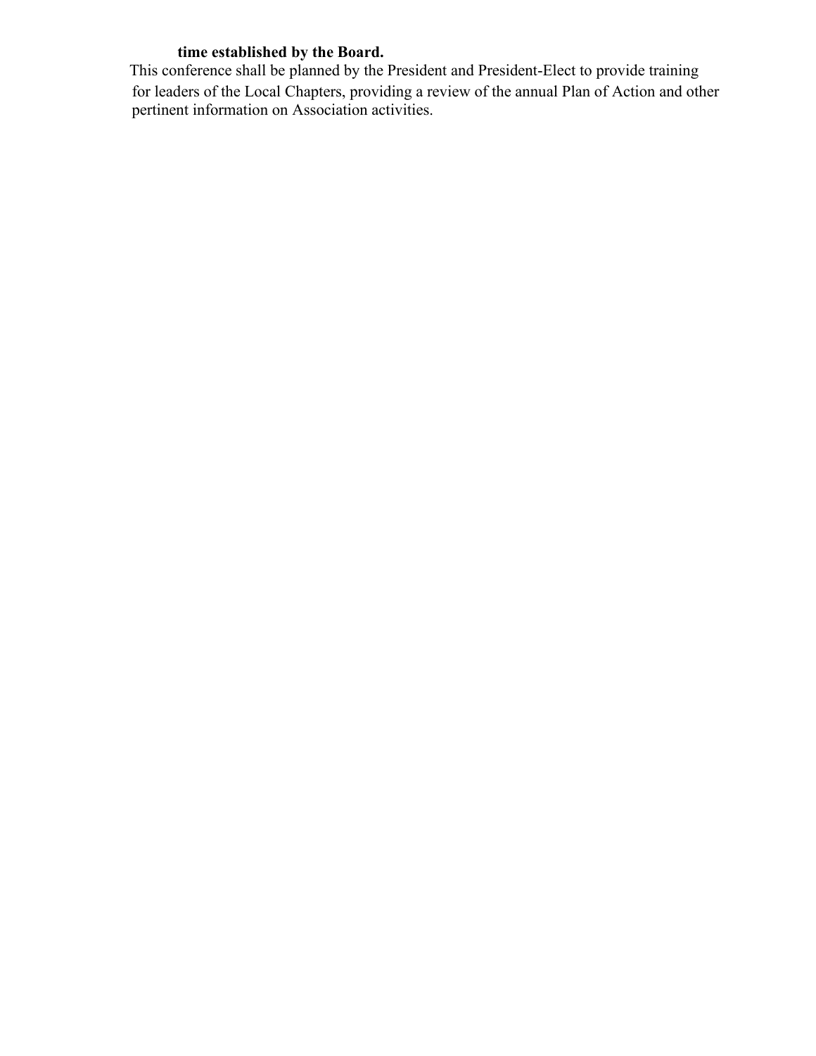**time established by the Board.**

This conference shall be planned by the President and President-Elect to provide training for leaders of the Local Chapters, providing a review of the annual Plan of Action and other pertinent information on Association activities.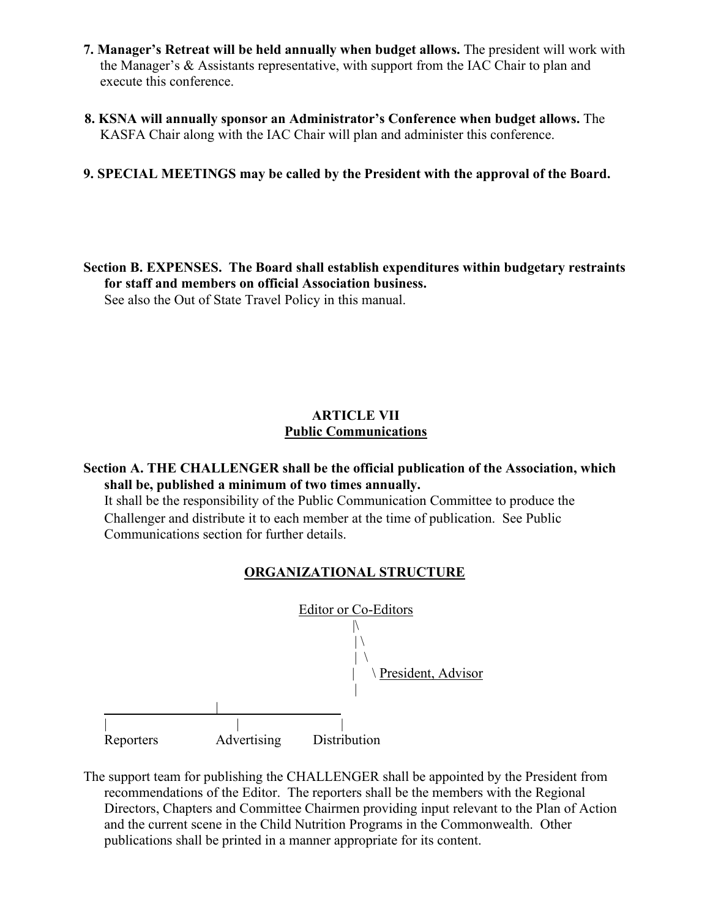**7. Manager's Retreat will be held annually when budget allows.** The president will work with the Manager's & Assistants representative, with support from the IAC Chair to plan and execute this conference.

**8. KSNA will annually sponsor an Administrator's Conference when budget allows.** The KASFA Chair along with the IAC Chair will plan and administer this conference.

**9. SPECIAL MEETINGS may be called by the President with the approval of the Board.**

**Section B. EXPENSES. The Board shall establish expenditures within budgetary restraints for staff and members on official Association business.**
See also the Out of State Travel Policy in this manual.

## ARTICLE VII
## Public Communications

**Section A. THE CHALLENGER shall be the official publication of the Association, which shall be, published a minimum of two times annually.**
It shall be the responsibility of the Public Communication Committee to produce the Challenger and distribute it to each member at the time of publication. See Public Communications section for further details.

### ORGANIZATIONAL STRUCTURE

```
                         Editor or Co-Editors
                                |\
                                | \
                                |  \
                                |   \ President, Advisor
                                |
         _______________________|
        |               |               |
    Reporters      Advertising     Distribution
```

The support team for publishing the CHALLENGER shall be appointed by the President from recommendations of the Editor. The reporters shall be the members with the Regional Directors, Chapters and Committee Chairmen providing input relevant to the Plan of Action and the current scene in the Child Nutrition Programs in the Commonwealth. Other publications shall be printed in a manner appropriate for its content.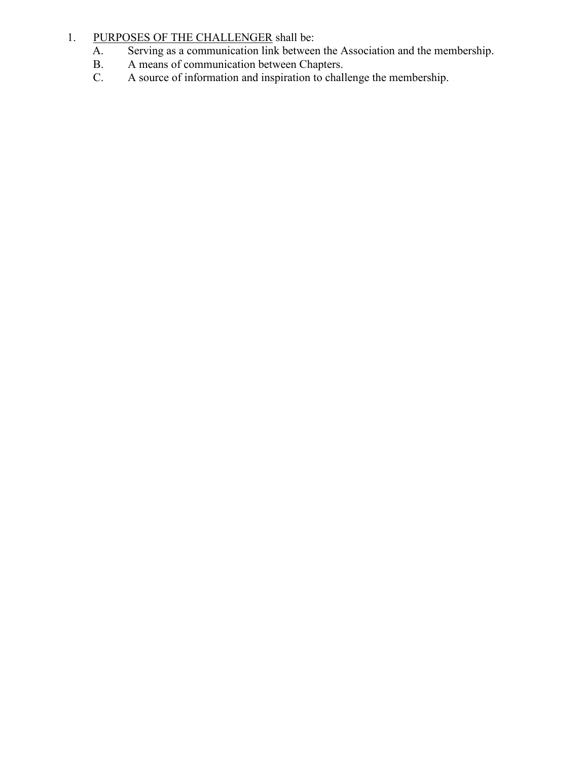1. <u>PURPOSES OF THE CHALLENGER</u> shall be:
    - A. Serving as a communication link between the Association and the membership.
    - B. A means of communication between Chapters.
    - C. A source of information and inspiration to challenge the membership.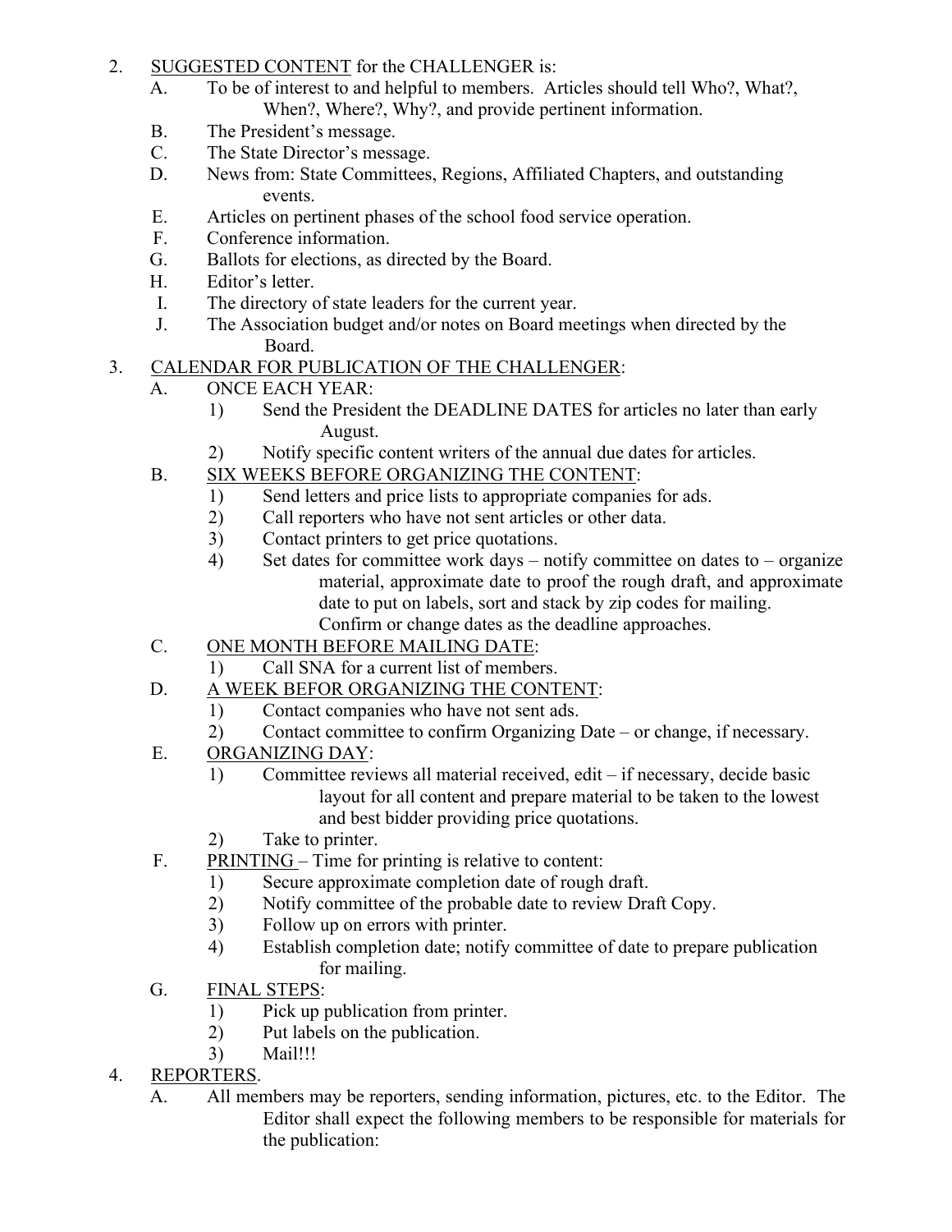2. <u>SUGGESTED CONTENT</u> for the CHALLENGER is:
   - A. To be of interest to and helpful to members. Articles should tell Who?, What?, When?, Where?, Why?, and provide pertinent information.
   - B. The President's message.
   - C. The State Director's message.
   - D. News from: State Committees, Regions, Affiliated Chapters, and outstanding events.
   - E. Articles on pertinent phases of the school food service operation.
   - F. Conference information.
   - G. Ballots for elections, as directed by the Board.
   - H. Editor's letter.
   - I. The directory of state leaders for the current year.
   - J. The Association budget and/or notes on Board meetings when directed by the Board.
3. <u>CALENDAR FOR PUBLICATION OF THE CHALLENGER</u>:
   - A. <u>ONCE EACH YEAR</u>:
     - 1) Send the President the DEADLINE DATES for articles no later than early August.
     - 2) Notify specific content writers of the annual due dates for articles.
   - B. <u>SIX WEEKS BEFORE ORGANIZING THE CONTENT</u>:
     - 1) Send letters and price lists to appropriate companies for ads.
     - 2) Call reporters who have not sent articles or other data.
     - 3) Contact printers to get price quotations.
     - 4) Set dates for committee work days – notify committee on dates to – organize material, approximate date to proof the rough draft, and approximate date to put on labels, sort and stack by zip codes for mailing. Confirm or change dates as the deadline approaches.
   - C. <u>ONE MONTH BEFORE MAILING DATE</u>:
     - 1) Call SNA for a current list of members.
   - D. <u>A WEEK BEFOR ORGANIZING THE CONTENT</u>:
     - 1) Contact companies who have not sent ads.
     - 2) Contact committee to confirm Organizing Date – or change, if necessary.
   - E. <u>ORGANIZING DAY</u>:
     - 1) Committee reviews all material received, edit – if necessary, decide basic layout for all content and prepare material to be taken to the lowest and best bidder providing price quotations.
     - 2) Take to printer.
   - F. <u>PRINTING</u> – Time for printing is relative to content:
     - 1) Secure approximate completion date of rough draft.
     - 2) Notify committee of the probable date to review Draft Copy.
     - 3) Follow up on errors with printer.
     - 4) Establish completion date; notify committee of date to prepare publication for mailing.
   - G. <u>FINAL STEPS</u>:
     - 1) Pick up publication from printer.
     - 2) Put labels on the publication.
     - 3) Mail!!!
4. <u>REPORTERS</u>.
   - A. All members may be reporters, sending information, pictures, etc. to the Editor. The Editor shall expect the following members to be responsible for materials for the publication: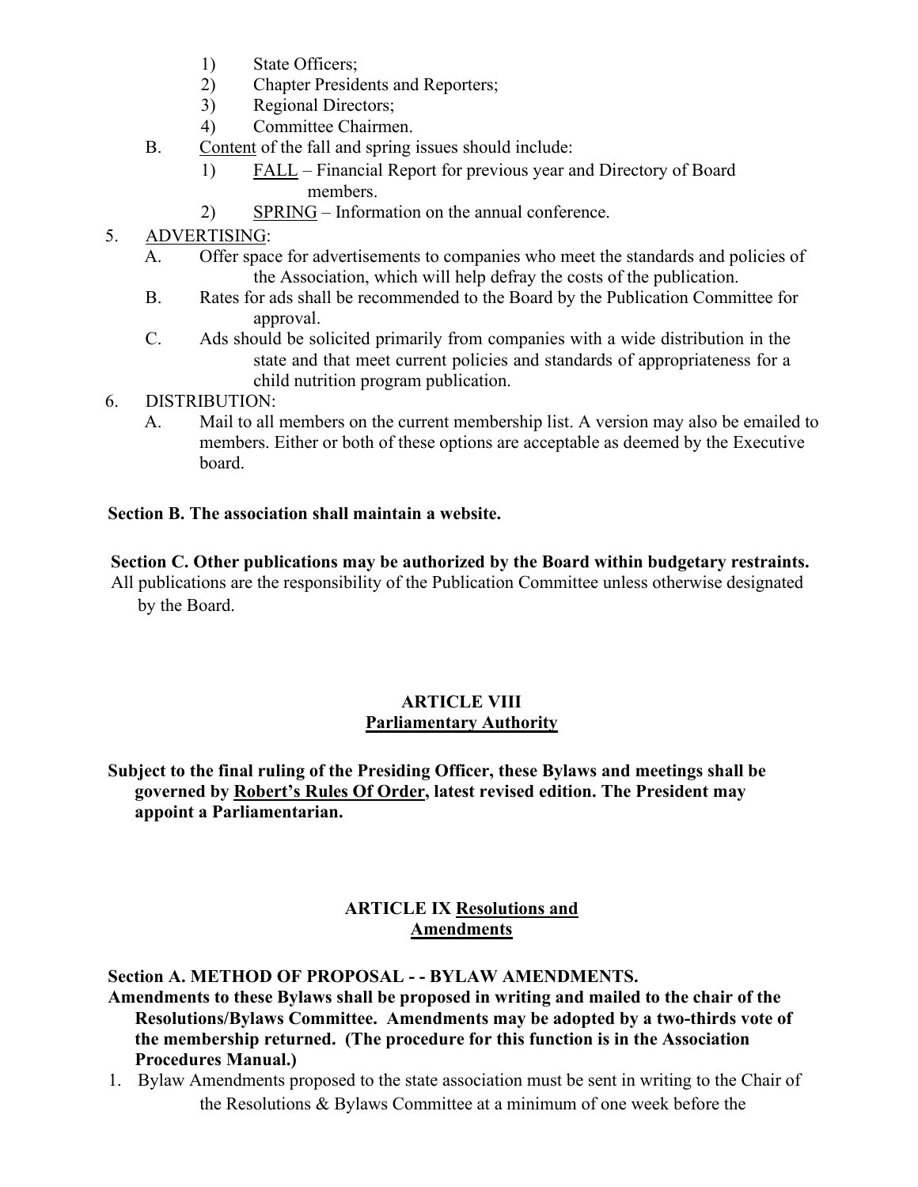1) State Officers;
2) Chapter Presidents and Reporters;
3) Regional Directors;
4) Committee Chairmen.

B. Content of the fall and spring issues should include:
1) FALL – Financial Report for previous year and Directory of Board members.
2) SPRING – Information on the annual conference.

5. ADVERTISING:
A. Offer space for advertisements to companies who meet the standards and policies of the Association, which will help defray the costs of the publication.
B. Rates for ads shall be recommended to the Board by the Publication Committee for approval.
C. Ads should be solicited primarily from companies with a wide distribution in the state and that meet current policies and standards of appropriateness for a child nutrition program publication.

6. DISTRIBUTION:
A. Mail to all members on the current membership list. A version may also be emailed to members. Either or both of these options are acceptable as deemed by the Executive board.

**Section B. The association shall maintain a website.**

**Section C. Other publications may be authorized by the Board within budgetary restraints.** All publications are the responsibility of the Publication Committee unless otherwise designated by the Board.

## ARTICLE VIII
## Parliamentary Authority

**Subject to the final ruling of the Presiding Officer, these Bylaws and meetings shall be governed by Robert's Rules Of Order, latest revised edition. The President may appoint a Parliamentarian.**

## ARTICLE IX Resolutions and Amendments

**Section A. METHOD OF PROPOSAL - - BYLAW AMENDMENTS.**
**Amendments to these Bylaws shall be proposed in writing and mailed to the chair of the Resolutions/Bylaws Committee. Amendments may be adopted by a two-thirds vote of the membership returned. (The procedure for this function is in the Association Procedures Manual.)**

1. Bylaw Amendments proposed to the state association must be sent in writing to the Chair of the Resolutions & Bylaws Committee at a minimum of one week before the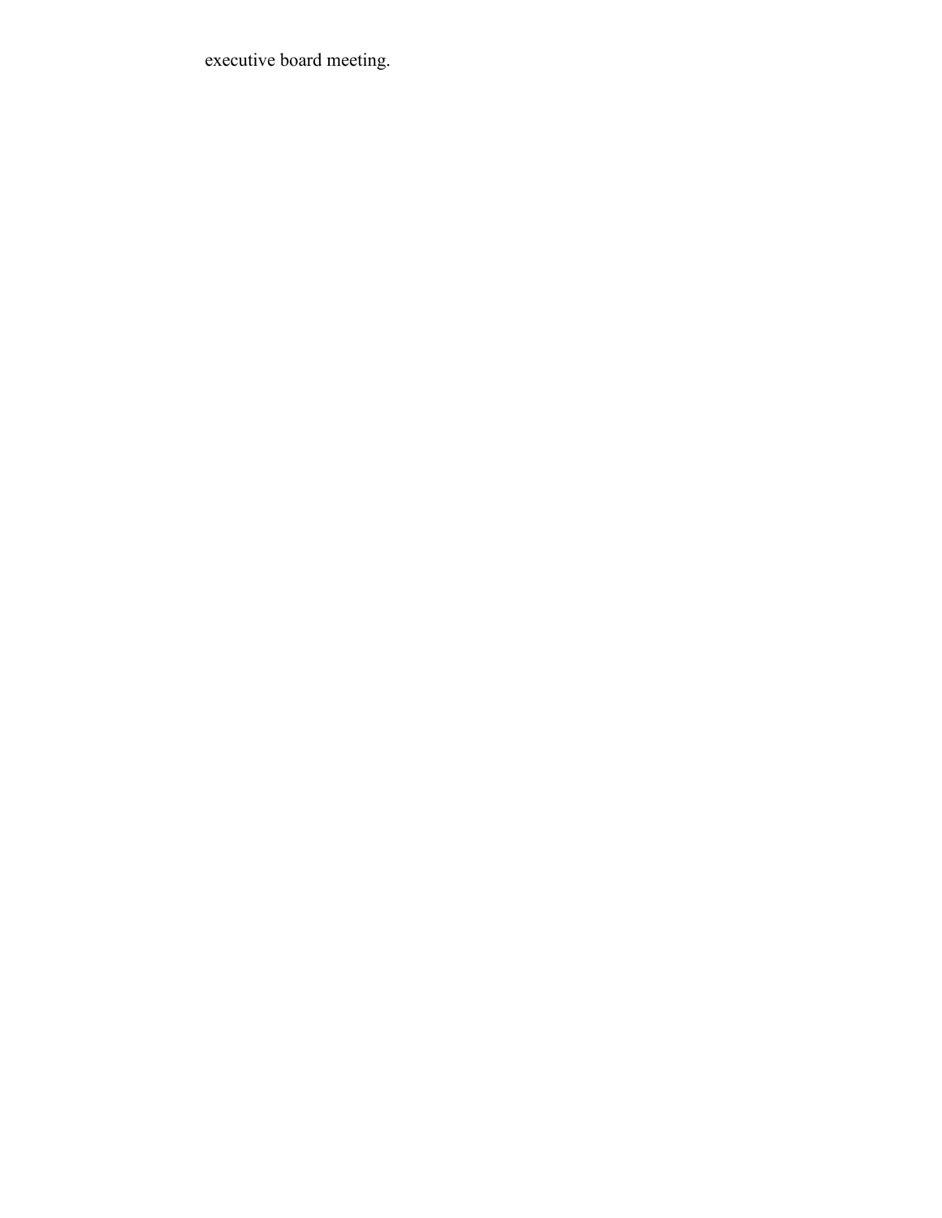executive board meeting.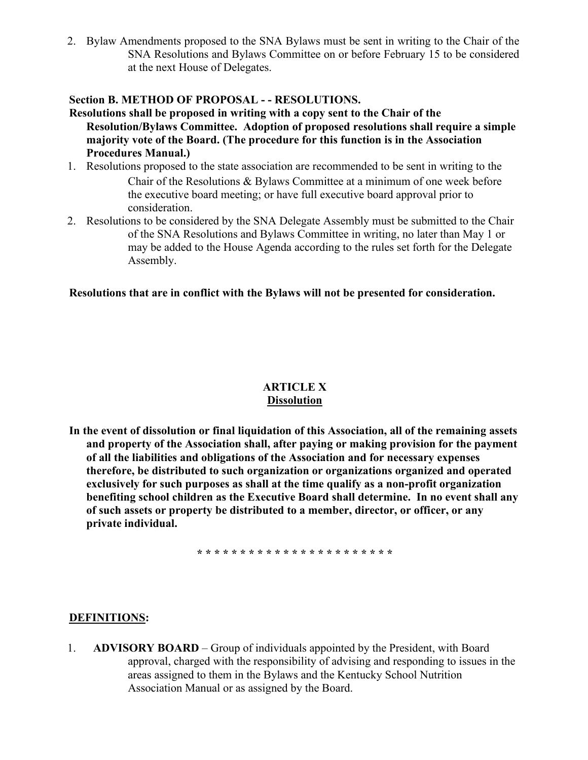2. Bylaw Amendments proposed to the SNA Bylaws must be sent in writing to the Chair of the SNA Resolutions and Bylaws Committee on or before February 15 to be considered at the next House of Delegates.

**Section B. METHOD OF PROPOSAL - - RESOLUTIONS.**

**Resolutions shall be proposed in writing with a copy sent to the Chair of the Resolution/Bylaws Committee. Adoption of proposed resolutions shall require a simple majority vote of the Board. (The procedure for this function is in the Association Procedures Manual.)**

1. Resolutions proposed to the state association are recommended to be sent in writing to the Chair of the Resolutions & Bylaws Committee at a minimum of one week before the executive board meeting; or have full executive board approval prior to consideration.
2. Resolutions to be considered by the SNA Delegate Assembly must be submitted to the Chair of the SNA Resolutions and Bylaws Committee in writing, no later than May 1 or may be added to the House Agenda according to the rules set forth for the Delegate Assembly.

**Resolutions that are in conflict with the Bylaws will not be presented for consideration.**

## ARTICLE X
## <u>Dissolution</u>

**In the event of dissolution or final liquidation of this Association, all of the remaining assets and property of the Association shall, after paying or making provision for the payment of all the liabilities and obligations of the Association and for necessary expenses therefore, be distributed to such organization or organizations organized and operated exclusively for such purposes as shall at the time qualify as a non-profit organization benefiting school children as the Executive Board shall determine. In no event shall any of such assets or property be distributed to a member, director, or officer, or any private individual.**

**\* \* \* \* \* \* \* \* \* \* \* \* \* \* \* \* \* \* \* \* \* \* \***

**<u>DEFINITIONS</u>:**

1. **ADVISORY BOARD** – Group of individuals appointed by the President, with Board approval, charged with the responsibility of advising and responding to issues in the areas assigned to them in the Bylaws and the Kentucky School Nutrition Association Manual or as assigned by the Board.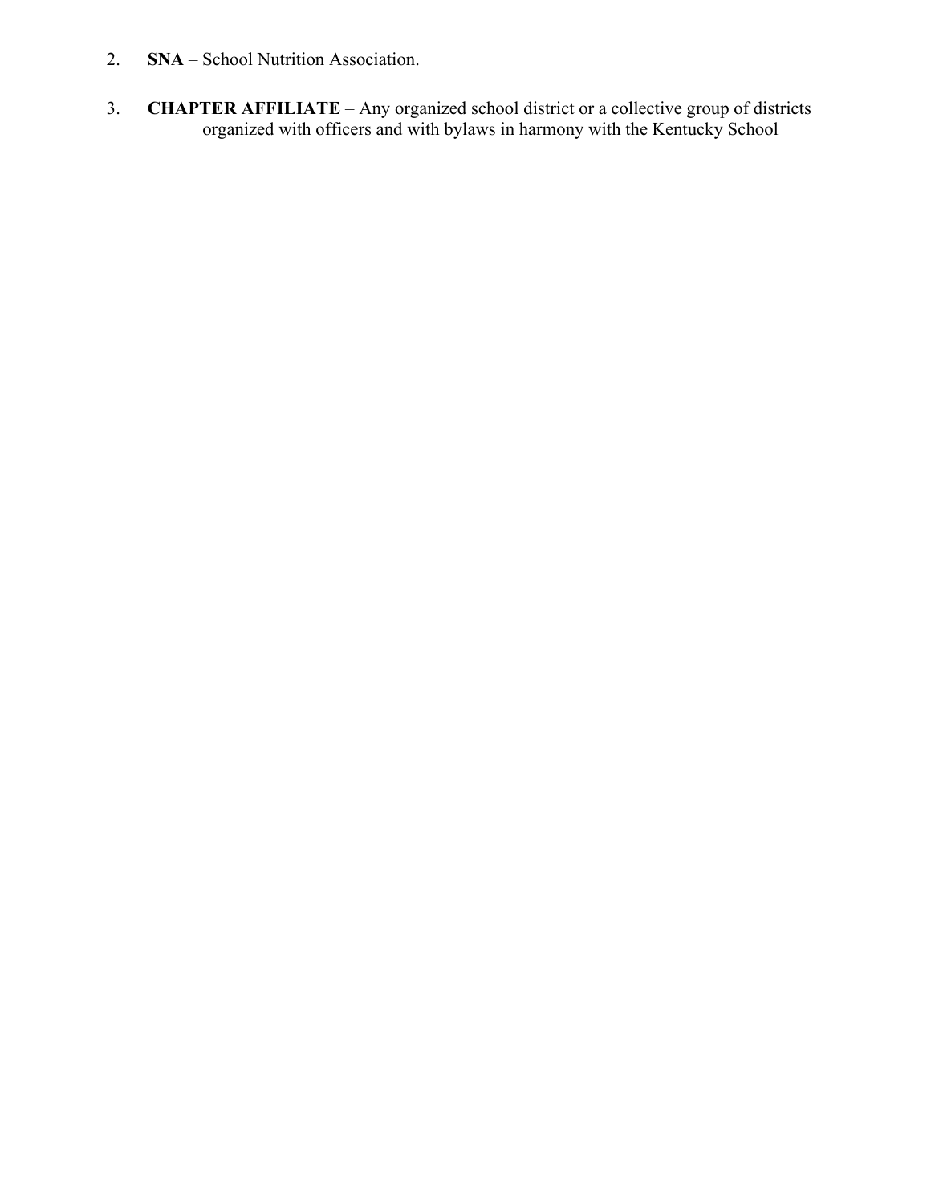2. **SNA** – School Nutrition Association.

3. **CHAPTER AFFILIATE** – Any organized school district or a collective group of districts organized with officers and with bylaws in harmony with the Kentucky School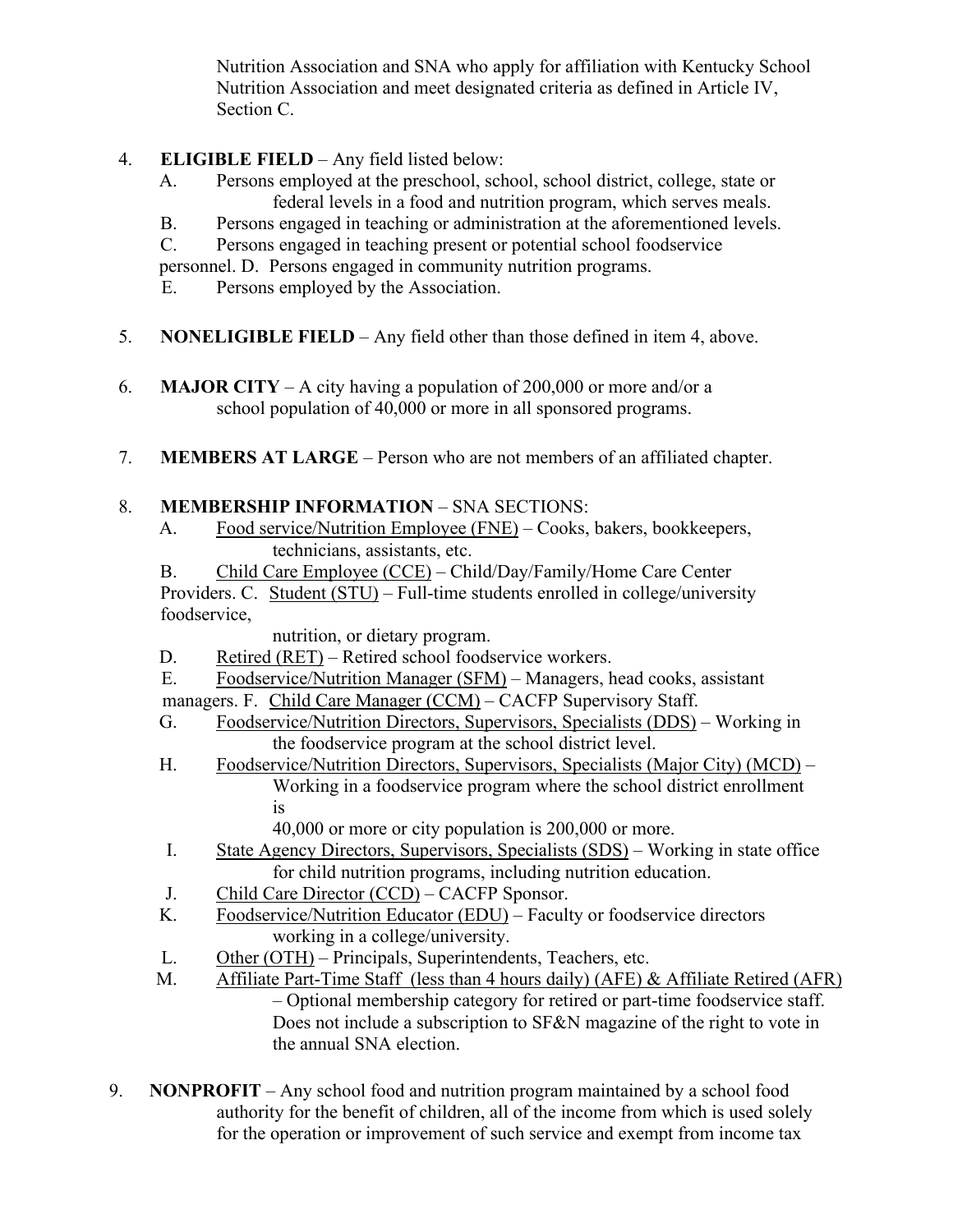Nutrition Association and SNA who apply for affiliation with Kentucky School Nutrition Association and meet designated criteria as defined in Article IV, Section C.

4. **ELIGIBLE FIELD** – Any field listed below:
   - A. Persons employed at the preschool, school, school district, college, state or federal levels in a food and nutrition program, which serves meals.
   - B. Persons engaged in teaching or administration at the aforementioned levels.
   - C. Persons engaged in teaching present or potential school foodservice personnel.
   - D. Persons engaged in community nutrition programs.
   - E. Persons employed by the Association.

5. **NONELIGIBLE FIELD** – Any field other than those defined in item 4, above.

6. **MAJOR CITY** – A city having a population of 200,000 or more and/or a school population of 40,000 or more in all sponsored programs.

7. **MEMBERS AT LARGE** – Person who are not members of an affiliated chapter.

8. **MEMBERSHIP INFORMATION** – SNA SECTIONS:
   - A. Food service/Nutrition Employee (FNE) – Cooks, bakers, bookkeepers, technicians, assistants, etc.
   - B. Child Care Employee (CCE) – Child/Day/Family/Home Care Center Providers.
   - C. Student (STU) – Full-time students enrolled in college/university foodservice, nutrition, or dietary program.
   - D. Retired (RET) – Retired school foodservice workers.
   - E. Foodservice/Nutrition Manager (SFM) – Managers, head cooks, assistant managers.
   - F. Child Care Manager (CCM) – CACFP Supervisory Staff.
   - G. Foodservice/Nutrition Directors, Supervisors, Specialists (DDS) – Working in the foodservice program at the school district level.
   - H. Foodservice/Nutrition Directors, Supervisors, Specialists (Major City) (MCD) – Working in a foodservice program where the school district enrollment is 40,000 or more or city population is 200,000 or more.
   - I. State Agency Directors, Supervisors, Specialists (SDS) – Working in state office for child nutrition programs, including nutrition education.
   - J. Child Care Director (CCD) – CACFP Sponsor.
   - K. Foodservice/Nutrition Educator (EDU) – Faculty or foodservice directors working in a college/university.
   - L. Other (OTH) – Principals, Superintendents, Teachers, etc.
   - M. Affiliate Part-Time Staff (less than 4 hours daily) (AFE) & Affiliate Retired (AFR) – Optional membership category for retired or part-time foodservice staff. Does not include a subscription to SF&N magazine of the right to vote in the annual SNA election.

9. **NONPROFIT** – Any school food and nutrition program maintained by a school food authority for the benefit of children, all of the income from which is used solely for the operation or improvement of such service and exempt from income tax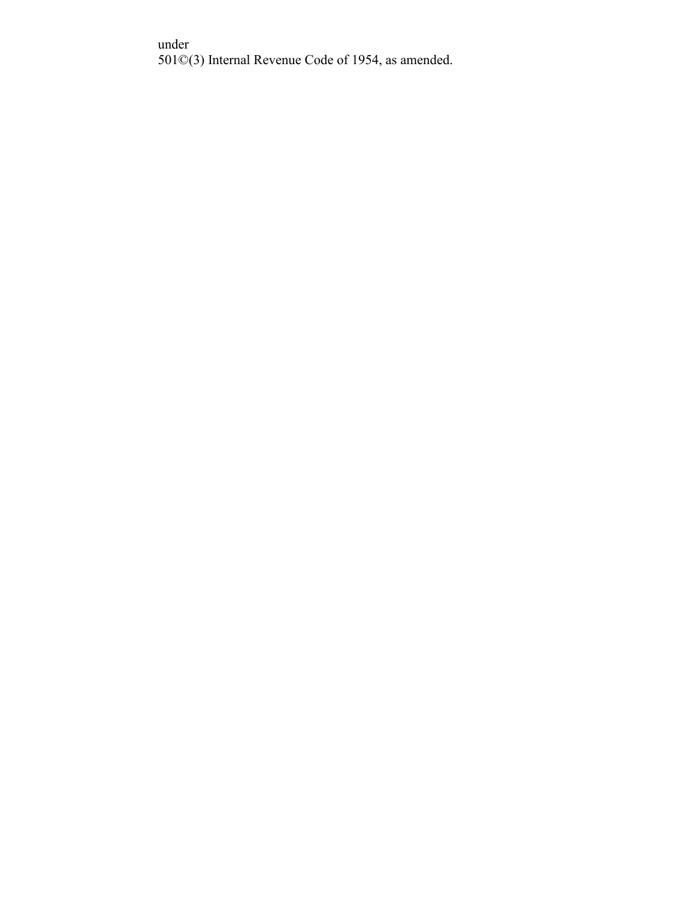under
501©(3) Internal Revenue Code of 1954, as amended.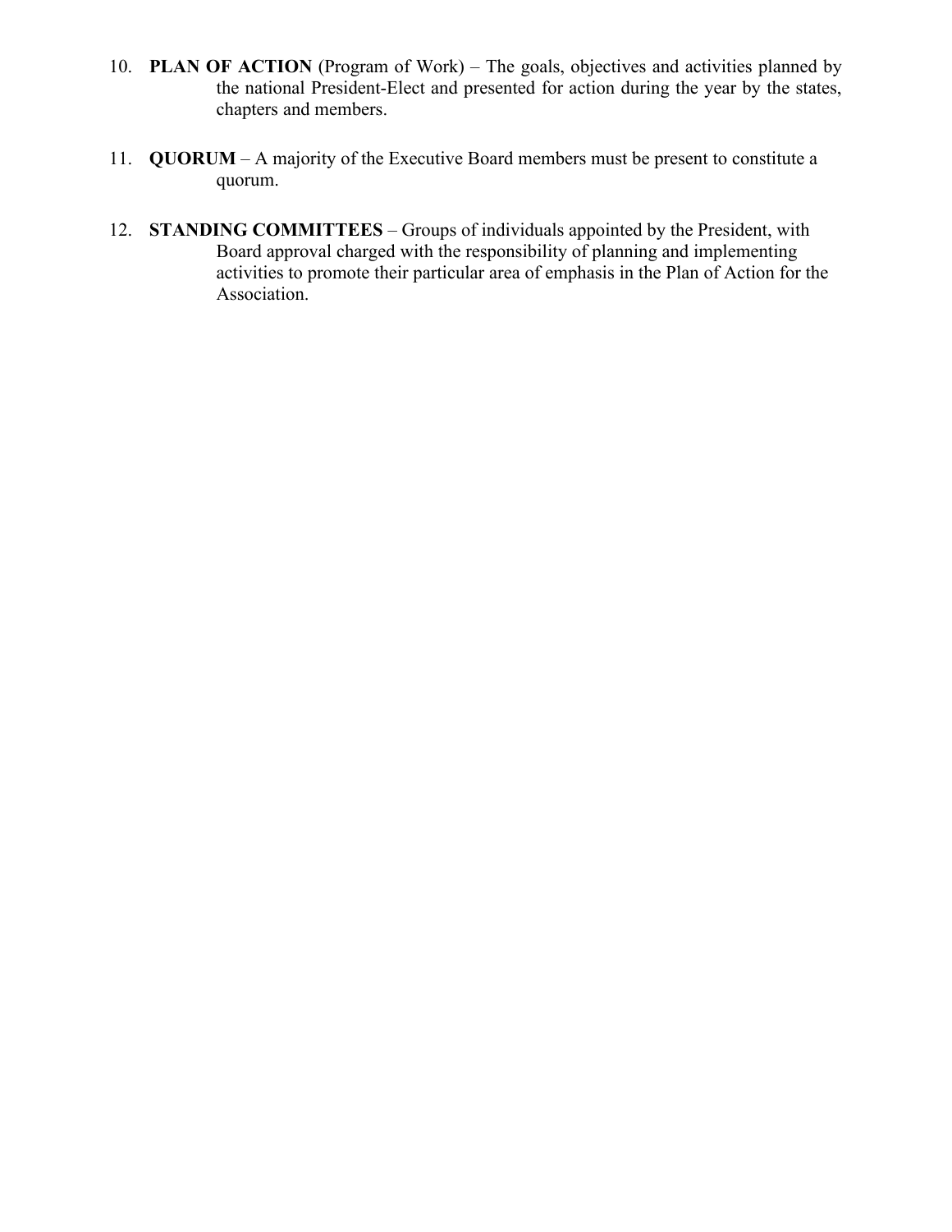10. **PLAN OF ACTION** (Program of Work) – The goals, objectives and activities planned by the national President-Elect and presented for action during the year by the states, chapters and members.

11. **QUORUM** – A majority of the Executive Board members must be present to constitute a quorum.

12. **STANDING COMMITTEES** – Groups of individuals appointed by the President, with Board approval charged with the responsibility of planning and implementing activities to promote their particular area of emphasis in the Plan of Action for the Association.